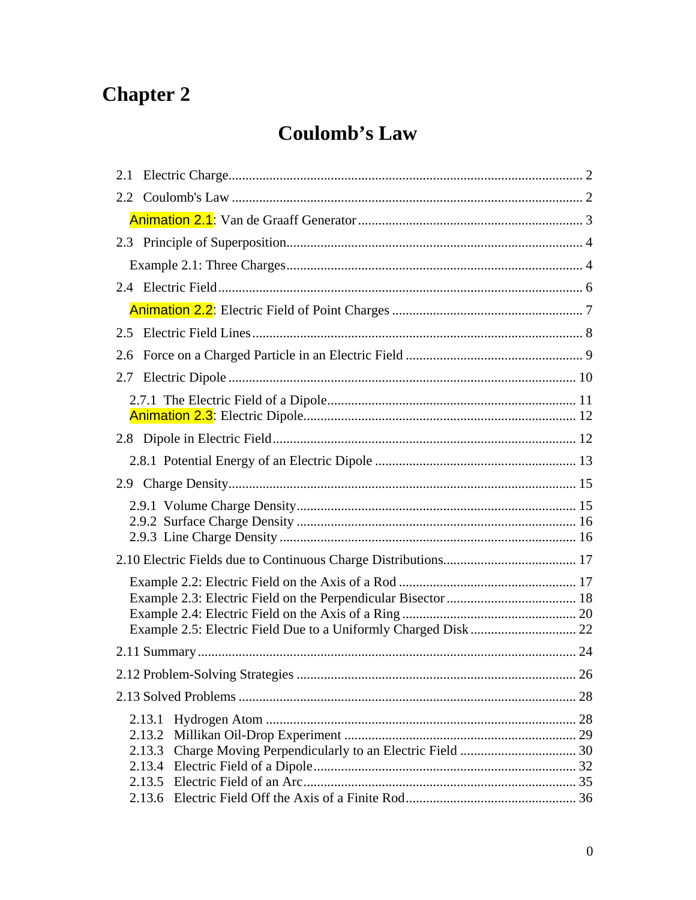# Chapter 2

## Coulomb's Law

2.1 Electric Charge........................................................................................................ 2

2.2 Coulomb's Law ....................................................................................................... 2

Animation 2.1: Van de Graaff Generator .................................................................. 3

2.3 Principle of Superposition...................................................................................... 4

Example 2.1: Three Charges....................................................................................... 4

2.4 Electric Field........................................................................................................... 6

Animation 2.2: Electric Field of Point Charges ........................................................ 7

2.5 Electric Field Lines................................................................................................. 8

2.6 Force on a Charged Particle in an Electric Field .................................................... 9

2.7 Electric Dipole ..................................................................................................... 10

2.7.1 The Electric Field of a Dipole......................................................................... 11
Animation 2.3: Electric Dipole................................................................................ 12

2.8 Dipole in Electric Field......................................................................................... 12

2.8.1 Potential Energy of an Electric Dipole ........................................................... 13

2.9 Charge Density...................................................................................................... 15

2.9.1 Volume Charge Density.................................................................................. 15
2.9.2 Surface Charge Density .................................................................................. 16
2.9.3 Line Charge Density ...................................................................................... 16

2.10 Electric Fields due to Continuous Charge Distributions....................................... 17

Example 2.2: Electric Field on the Axis of a Rod .................................................... 17
Example 2.3: Electric Field on the Perpendicular Bisector...................................... 18
Example 2.4: Electric Field on the Axis of a Ring ................................................... 20
Example 2.5: Electric Field Due to a Uniformly Charged Disk ............................... 22

2.11 Summary .............................................................................................................. 24

2.12 Problem-Solving Strategies .................................................................................. 26

2.13 Solved Problems .................................................................................................. 28

2.13.1 Hydrogen Atom ........................................................................................... 28
2.13.2 Millikan Oil-Drop Experiment .................................................................... 29
2.13.3 Charge Moving Perpendicularly to an Electric Field .................................. 30
2.13.4 Electric Field of a Dipole............................................................................. 32
2.13.5 Electric Field of an Arc................................................................................ 35
2.13.6 Electric Field Off the Axis of a Finite Rod.................................................. 36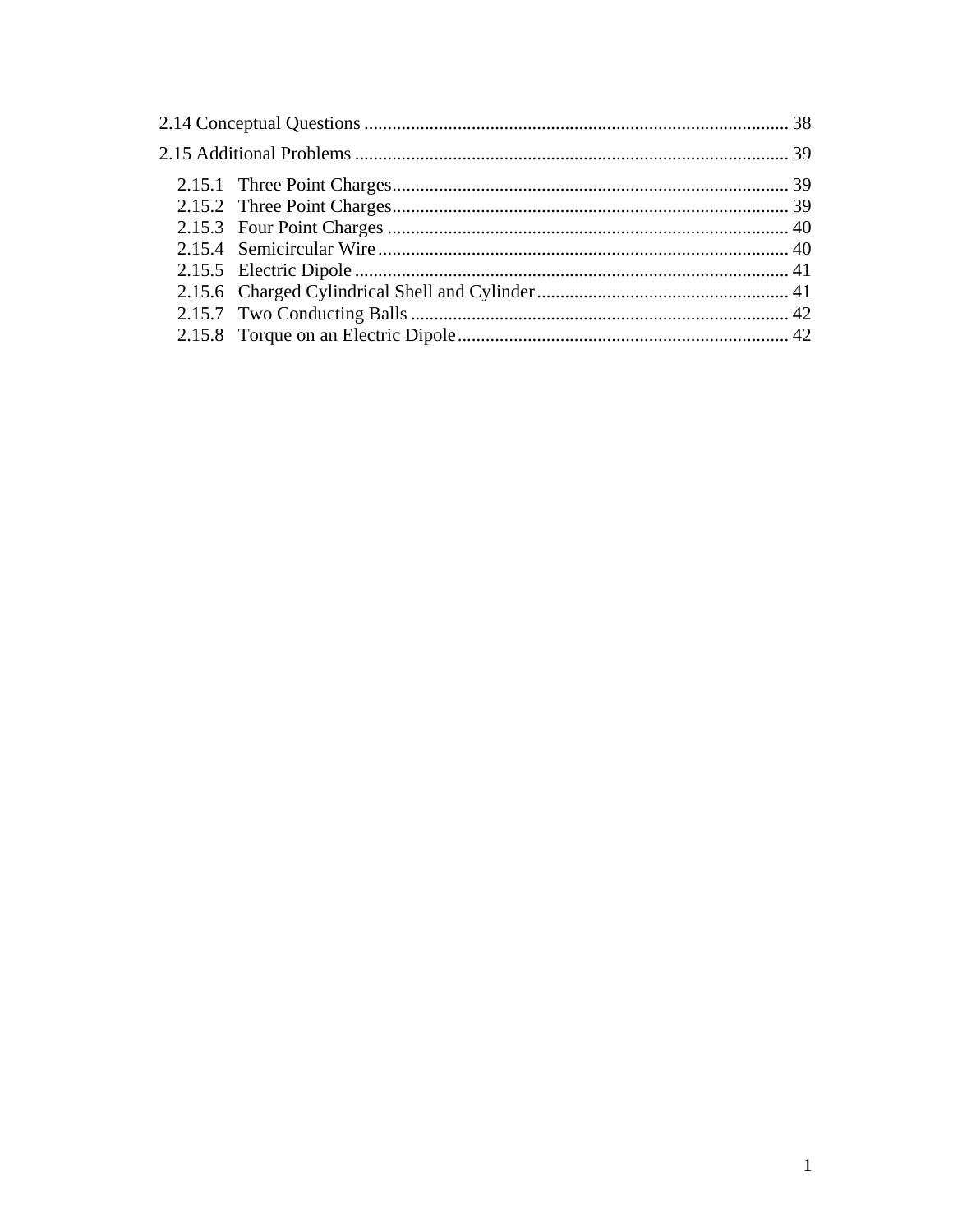2.14 Conceptual Questions .......................................................................................... 38

2.15 Additional Problems ............................................................................................ 39

- 2.15.1 Three Point Charges.................................................................................... 39
- 2.15.2 Three Point Charges.................................................................................... 39
- 2.15.3 Four Point Charges ..................................................................................... 40
- 2.15.4 Semicircular Wire ....................................................................................... 40
- 2.15.5 Electric Dipole ............................................................................................ 41
- 2.15.6 Charged Cylindrical Shell and Cylinder...................................................... 41
- 2.15.7 Two Conducting Balls ................................................................................ 42
- 2.15.8 Torque on an Electric Dipole...................................................................... 42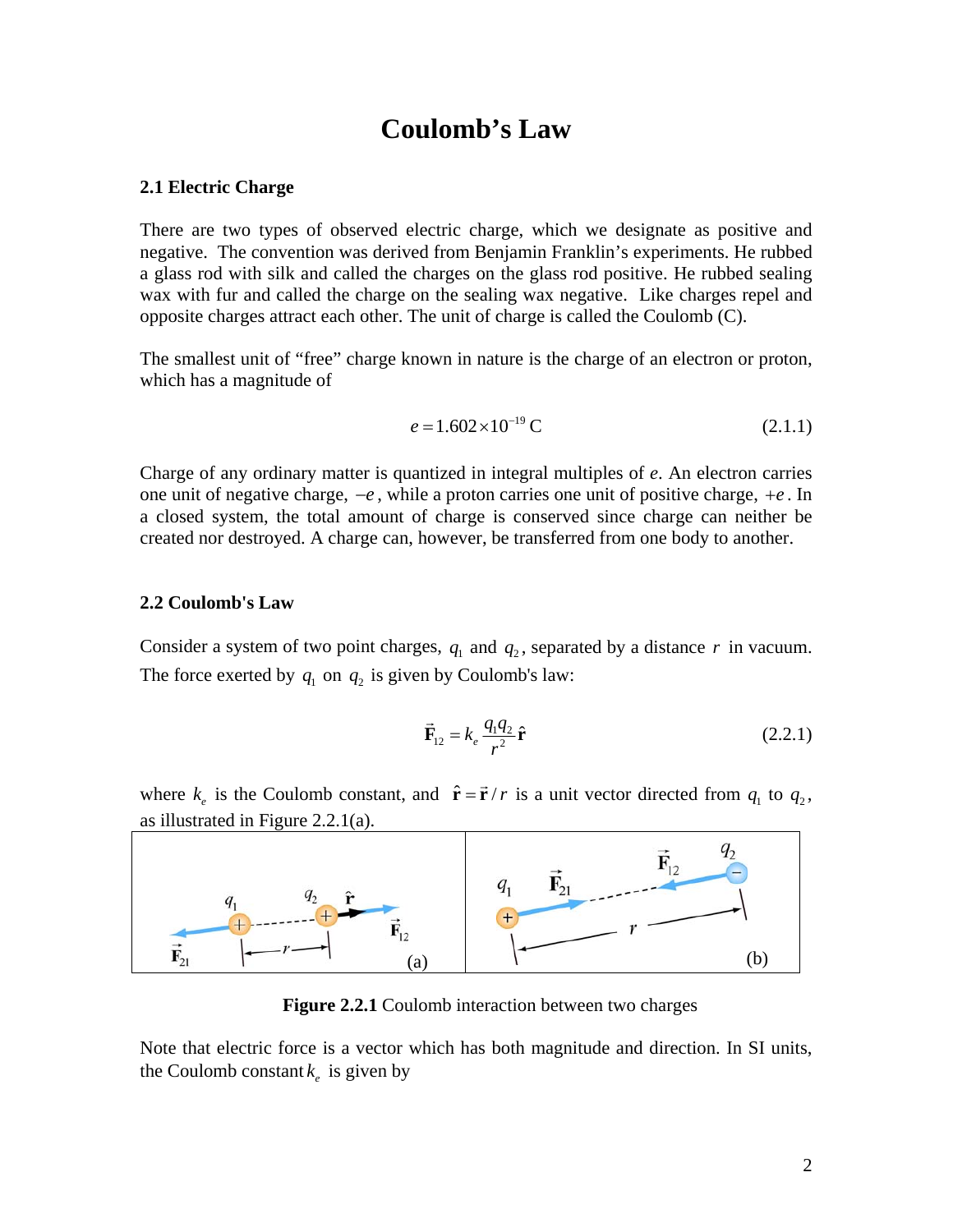# Coulomb's Law

## 2.1 Electric Charge

There are two types of observed electric charge, which we designate as positive and negative. The convention was derived from Benjamin Franklin's experiments. He rubbed a glass rod with silk and called the charges on the glass rod positive. He rubbed sealing wax with fur and called the charge on the sealing wax negative. Like charges repel and opposite charges attract each other. The unit of charge is called the Coulomb (C).

The smallest unit of "free" charge known in nature is the charge of an electron or proton, which has a magnitude of

$$e = 1.602 \times 10^{-19}\,\text{C} \tag{2.1.1}$$

Charge of any ordinary matter is quantized in integral multiples of $e$. An electron carries one unit of negative charge, $-e$, while a proton carries one unit of positive charge, $+e$. In a closed system, the total amount of charge is conserved since charge can neither be created nor destroyed. A charge can, however, be transferred from one body to another.

## 2.2 Coulomb's Law

Consider a system of two point charges, $q_1$ and $q_2$, separated by a distance $r$ in vacuum. The force exerted by $q_1$ on $q_2$ is given by Coulomb's law:

$$\vec{\mathbf{F}}_{12} = k_e \frac{q_1 q_2}{r^2} \hat{\mathbf{r}} \tag{2.2.1}$$

where $k_e$ is the Coulomb constant, and $\hat{\mathbf{r}} = \vec{\mathbf{r}} / r$ is a unit vector directed from $q_1$ to $q_2$, as illustrated in Figure 2.2.1(a).

**Figure 2.2.1** Coulomb interaction between two charges

Note that electric force is a vector which has both magnitude and direction. In SI units, the Coulomb constant $k_e$ is given by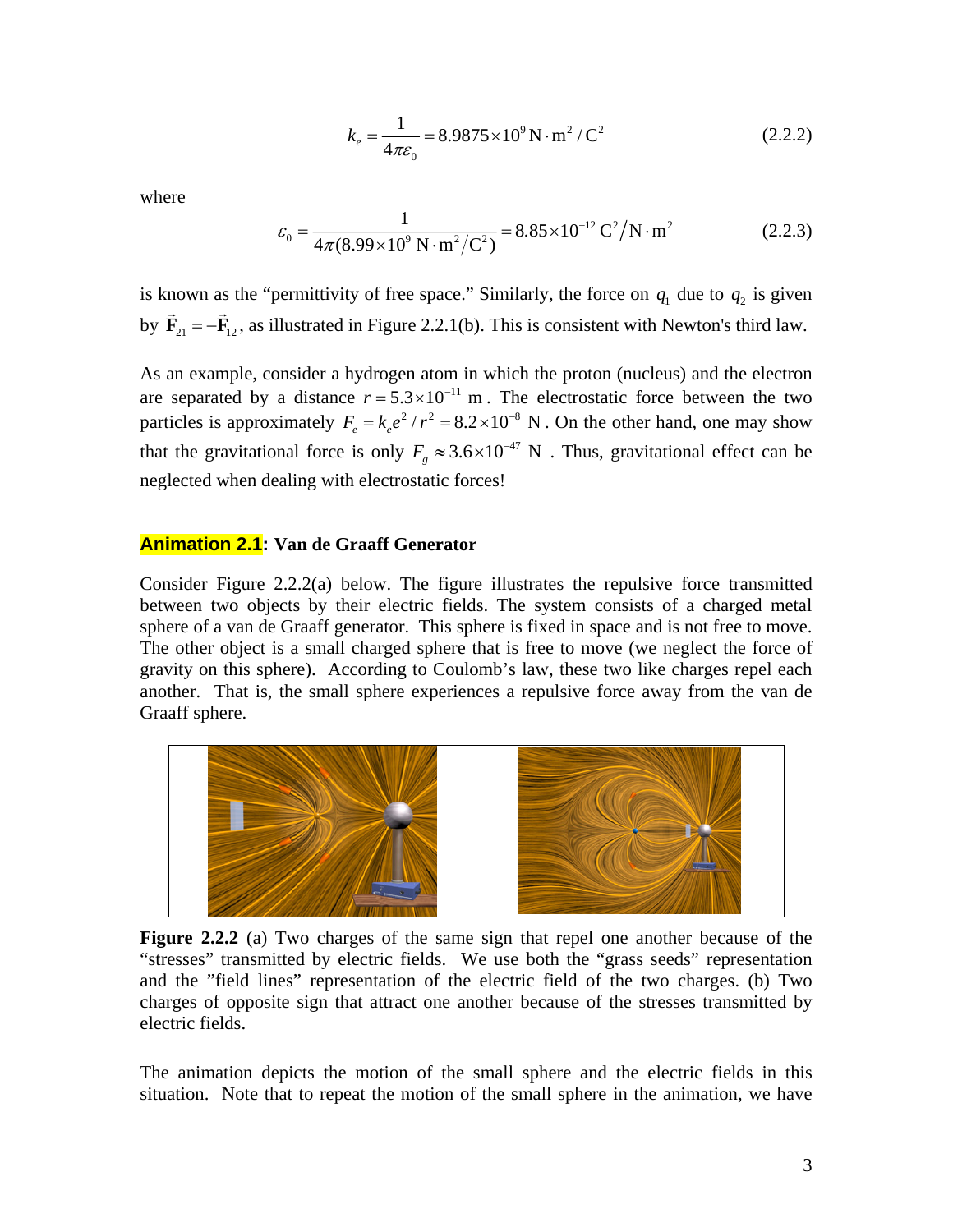$$k_e = \frac{1}{4\pi\varepsilon_0} = 8.9875\times10^9\ \text{N}\cdot\text{m}^2/\text{C}^2 \tag{2.2.2}$$

where

$$\varepsilon_0 = \frac{1}{4\pi(8.99\times10^9\ \text{N}\cdot\text{m}^2/\text{C}^2)} = 8.85\times10^{-12}\ \text{C}^2/\text{N}\cdot\text{m}^2 \tag{2.2.3}$$

is known as the "permittivity of free space." Similarly, the force on $q_1$ due to $q_2$ is given by $\vec{\mathbf{F}}_{21} = -\vec{\mathbf{F}}_{12}$, as illustrated in Figure 2.2.1(b). This is consistent with Newton's third law.

As an example, consider a hydrogen atom in which the proton (nucleus) and the electron are separated by a distance $r = 5.3\times10^{-11}$ m. The electrostatic force between the two particles is approximately $F_e = k_e e^2/r^2 = 8.2\times10^{-8}$ N. On the other hand, one may show that the gravitational force is only $F_g \approx 3.6\times10^{-47}$ N. Thus, gravitational effect can be neglected when dealing with electrostatic forces!

## Animation 2.1: Van de Graaff Generator

Consider Figure 2.2.2(a) below. The figure illustrates the repulsive force transmitted between two objects by their electric fields. The system consists of a charged metal sphere of a van de Graaff generator. This sphere is fixed in space and is not free to move. The other object is a small charged sphere that is free to move (we neglect the force of gravity on this sphere). According to Coulomb's law, these two like charges repel each another. That is, the small sphere experiences a repulsive force away from the van de Graaff sphere.

**Figure 2.2.2** (a) Two charges of the same sign that repel one another because of the "stresses" transmitted by electric fields. We use both the "grass seeds" representation and the "field lines" representation of the electric field of the two charges. (b) Two charges of opposite sign that attract one another because of the stresses transmitted by electric fields.

The animation depicts the motion of the small sphere and the electric fields in this situation. Note that to repeat the motion of the small sphere in the animation, we have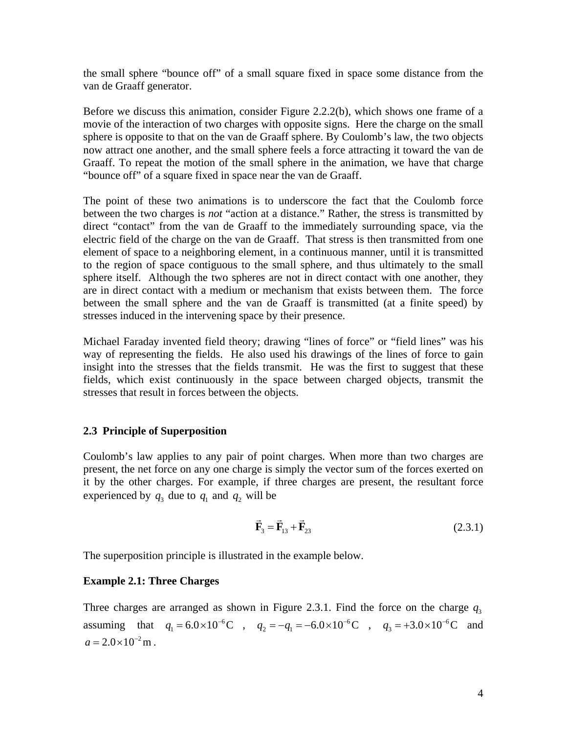the small sphere "bounce off" of a small square fixed in space some distance from the van de Graaff generator.

Before we discuss this animation, consider Figure 2.2.2(b), which shows one frame of a movie of the interaction of two charges with opposite signs. Here the charge on the small sphere is opposite to that on the van de Graaff sphere. By Coulomb's law, the two objects now attract one another, and the small sphere feels a force attracting it toward the van de Graaff. To repeat the motion of the small sphere in the animation, we have that charge "bounce off" of a square fixed in space near the van de Graaff.

The point of these two animations is to underscore the fact that the Coulomb force between the two charges is *not* "action at a distance." Rather, the stress is transmitted by direct "contact" from the van de Graaff to the immediately surrounding space, via the electric field of the charge on the van de Graaff. That stress is then transmitted from one element of space to a neighboring element, in a continuous manner, until it is transmitted to the region of space contiguous to the small sphere, and thus ultimately to the small sphere itself. Although the two spheres are not in direct contact with one another, they are in direct contact with a medium or mechanism that exists between them. The force between the small sphere and the van de Graaff is transmitted (at a finite speed) by stresses induced in the intervening space by their presence.

Michael Faraday invented field theory; drawing "lines of force" or "field lines" was his way of representing the fields. He also used his drawings of the lines of force to gain insight into the stresses that the fields transmit. He was the first to suggest that these fields, which exist continuously in the space between charged objects, transmit the stresses that result in forces between the objects.

## 2.3 Principle of Superposition

Coulomb's law applies to any pair of point charges. When more than two charges are present, the net force on any one charge is simply the vector sum of the forces exerted on it by the other charges. For example, if three charges are present, the resultant force experienced by $q_3$ due to $q_1$ and $q_2$ will be

$$\vec{\mathbf{F}}_3 = \vec{\mathbf{F}}_{13} + \vec{\mathbf{F}}_{23} \tag{2.3.1}$$

The superposition principle is illustrated in the example below.

**Example 2.1: Three Charges**

Three charges are arranged as shown in Figure 2.3.1. Find the force on the charge $q_3$ assuming that $q_1 = 6.0\times10^{-6}\,\mathrm{C}$ , $q_2 = -q_1 = -6.0\times10^{-6}\,\mathrm{C}$ , $q_3 = +3.0\times10^{-6}\,\mathrm{C}$ and $a = 2.0\times10^{-2}\,\mathrm{m}$ .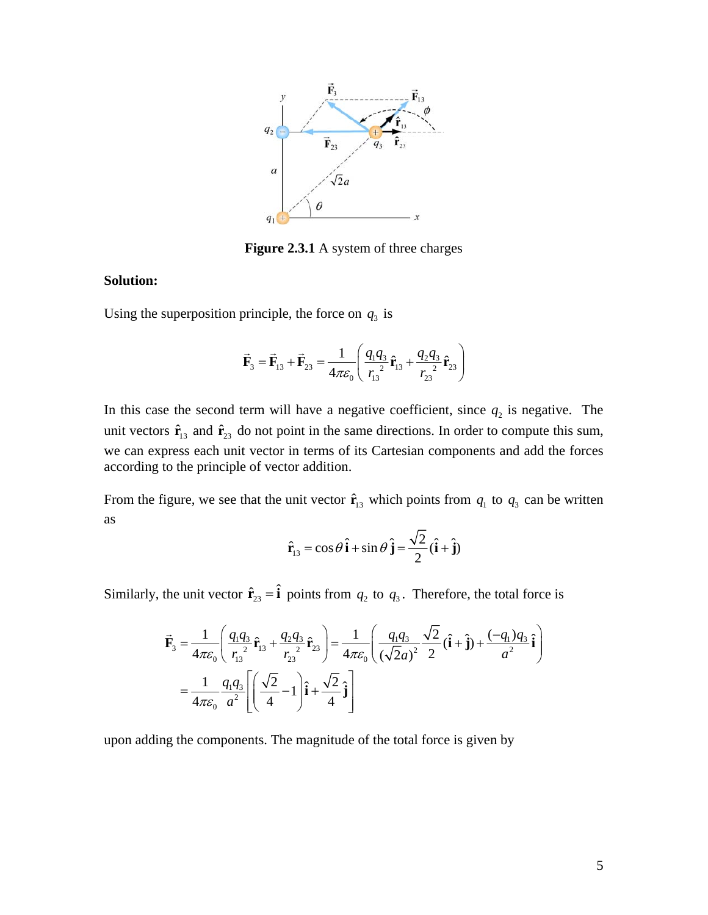**Figure 2.3.1** A system of three charges

**Solution:**

Using the superposition principle, the force on $q_3$ is

$$\vec{\mathbf{F}}_3 = \vec{\mathbf{F}}_{13} + \vec{\mathbf{F}}_{23} = \frac{1}{4\pi\varepsilon_0}\left(\frac{q_1 q_3}{r_{13}^{\ 2}}\hat{\mathbf{r}}_{13} + \frac{q_2 q_3}{r_{23}^{\ 2}}\hat{\mathbf{r}}_{23}\right)$$

In this case the second term will have a negative coefficient, since $q_2$ is negative. The unit vectors $\hat{\mathbf{r}}_{13}$ and $\hat{\mathbf{r}}_{23}$ do not point in the same directions. In order to compute this sum, we can express each unit vector in terms of its Cartesian components and add the forces according to the principle of vector addition.

From the figure, we see that the unit vector $\hat{\mathbf{r}}_{13}$ which points from $q_1$ to $q_3$ can be written as

$$\hat{\mathbf{r}}_{13} = \cos\theta\,\hat{\mathbf{i}} + \sin\theta\,\hat{\mathbf{j}} = \frac{\sqrt{2}}{2}(\hat{\mathbf{i}} + \hat{\mathbf{j}})$$

Similarly, the unit vector $\hat{\mathbf{r}}_{23} = \hat{\mathbf{i}}$ points from $q_2$ to $q_3$. Therefore, the total force is

$$\begin{aligned}
\vec{\mathbf{F}}_3 &= \frac{1}{4\pi\varepsilon_0}\left(\frac{q_1 q_3}{r_{13}^{\ 2}}\hat{\mathbf{r}}_{13} + \frac{q_2 q_3}{r_{23}^{\ 2}}\hat{\mathbf{r}}_{23}\right) = \frac{1}{4\pi\varepsilon_0}\left(\frac{q_1 q_3}{(\sqrt{2}a)^2}\frac{\sqrt{2}}{2}(\hat{\mathbf{i}} + \hat{\mathbf{j}}) + \frac{(-q_1)q_3}{a^2}\hat{\mathbf{i}}\right) \\
&= \frac{1}{4\pi\varepsilon_0}\frac{q_1 q_3}{a^2}\left[\left(\frac{\sqrt{2}}{4} - 1\right)\hat{\mathbf{i}} + \frac{\sqrt{2}}{4}\hat{\mathbf{j}}\right]
\end{aligned}$$

upon adding the components. The magnitude of the total force is given by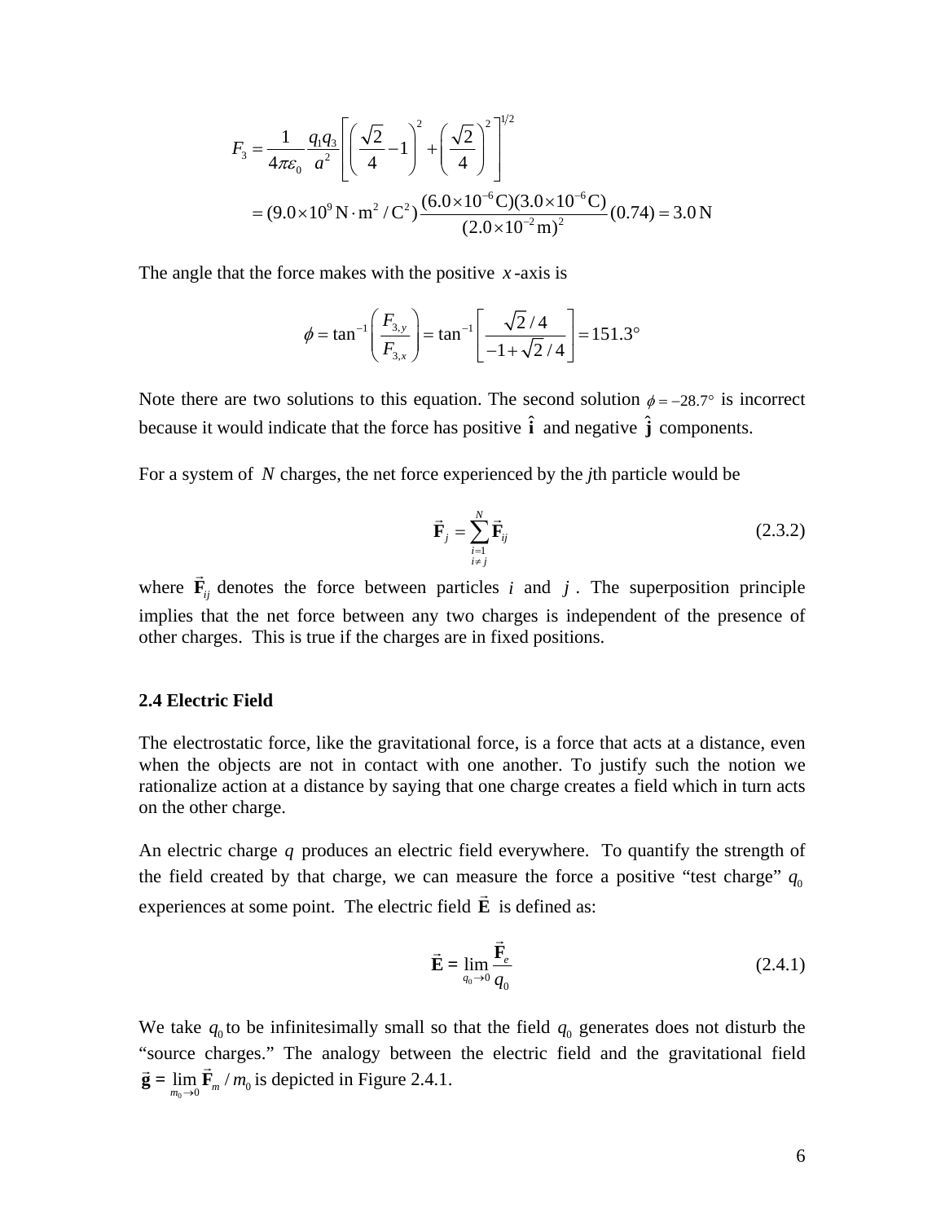$$F_3 = \frac{1}{4\pi\varepsilon_0}\frac{q_1 q_3}{a^2}\left[\left(\frac{\sqrt{2}}{4}-1\right)^2+\left(\frac{\sqrt{2}}{4}\right)^2\right]^{1/2}$$

$$= (9.0\times10^9\,\text{N}\cdot\text{m}^2/\text{C}^2)\frac{(6.0\times10^{-6}\,\text{C})(3.0\times10^{-6}\,\text{C})}{(2.0\times10^{-2}\,\text{m})^2}(0.74) = 3.0\,\text{N}$$

The angle that the force makes with the positive $x$-axis is

$$\phi = \tan^{-1}\left(\frac{F_{3,y}}{F_{3,x}}\right) = \tan^{-1}\left[\frac{\sqrt{2}/4}{-1+\sqrt{2}/4}\right] = 151.3^\circ$$

Note there are two solutions to this equation. The second solution $\phi = -28.7^\circ$ is incorrect because it would indicate that the force has positive $\hat{\mathbf{i}}$ and negative $\hat{\mathbf{j}}$ components.

For a system of $N$ charges, the net force experienced by the *j*th particle would be

$$\vec{\mathbf{F}}_j = \sum_{\substack{i=1 \\ i\neq j}}^{N} \vec{\mathbf{F}}_{ij} \tag{2.3.2}$$

where $\vec{\mathbf{F}}_{ij}$ denotes the force between particles $i$ and $j$. The superposition principle implies that the net force between any two charges is independent of the presence of other charges. This is true if the charges are in fixed positions.

### 2.4 Electric Field

The electrostatic force, like the gravitational force, is a force that acts at a distance, even when the objects are not in contact with one another. To justify such the notion we rationalize action at a distance by saying that one charge creates a field which in turn acts on the other charge.

An electric charge $q$ produces an electric field everywhere. To quantify the strength of the field created by that charge, we can measure the force a positive "test charge" $q_0$ experiences at some point. The electric field $\vec{\mathbf{E}}$ is defined as:

$$\vec{\mathbf{E}} = \lim_{q_0 \to 0} \frac{\vec{\mathbf{F}}_e}{q_0} \tag{2.4.1}$$

We take $q_0$ to be infinitesimally small so that the field $q_0$ generates does not disturb the "source charges." The analogy between the electric field and the gravitational field $\vec{\mathbf{g}} = \lim_{m_0 \to 0} \vec{\mathbf{F}}_m / m_0$ is depicted in Figure 2.4.1.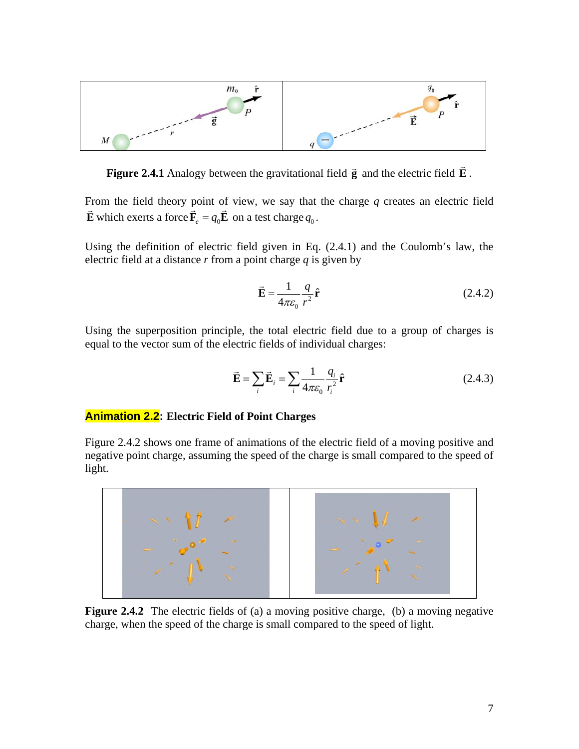**Figure 2.4.1** Analogy between the gravitational field $\vec{\mathbf{g}}$ and the electric field $\vec{\mathbf{E}}$.

From the field theory point of view, we say that the charge $q$ creates an electric field $\vec{\mathbf{E}}$ which exerts a force $\vec{\mathbf{F}}_e = q_0\vec{\mathbf{E}}$ on a test charge $q_0$.

Using the definition of electric field given in Eq. (2.4.1) and the Coulomb's law, the electric field at a distance $r$ from a point charge $q$ is given by

$$\vec{\mathbf{E}} = \frac{1}{4\pi\varepsilon_0}\frac{q}{r^2}\hat{\mathbf{r}} \tag{2.4.2}$$

Using the superposition principle, the total electric field due to a group of charges is equal to the vector sum of the electric fields of individual charges:

$$\vec{\mathbf{E}} = \sum_i \vec{\mathbf{E}}_i = \sum_i \frac{1}{4\pi\varepsilon_0}\frac{q_i}{r_i^2}\hat{\mathbf{r}} \tag{2.4.3}$$

**Animation 2.2: Electric Field of Point Charges**

Figure 2.4.2 shows one frame of animations of the electric field of a moving positive and negative point charge, assuming the speed of the charge is small compared to the speed of light.

**Figure 2.4.2** The electric fields of (a) a moving positive charge, (b) a moving negative charge, when the speed of the charge is small compared to the speed of light.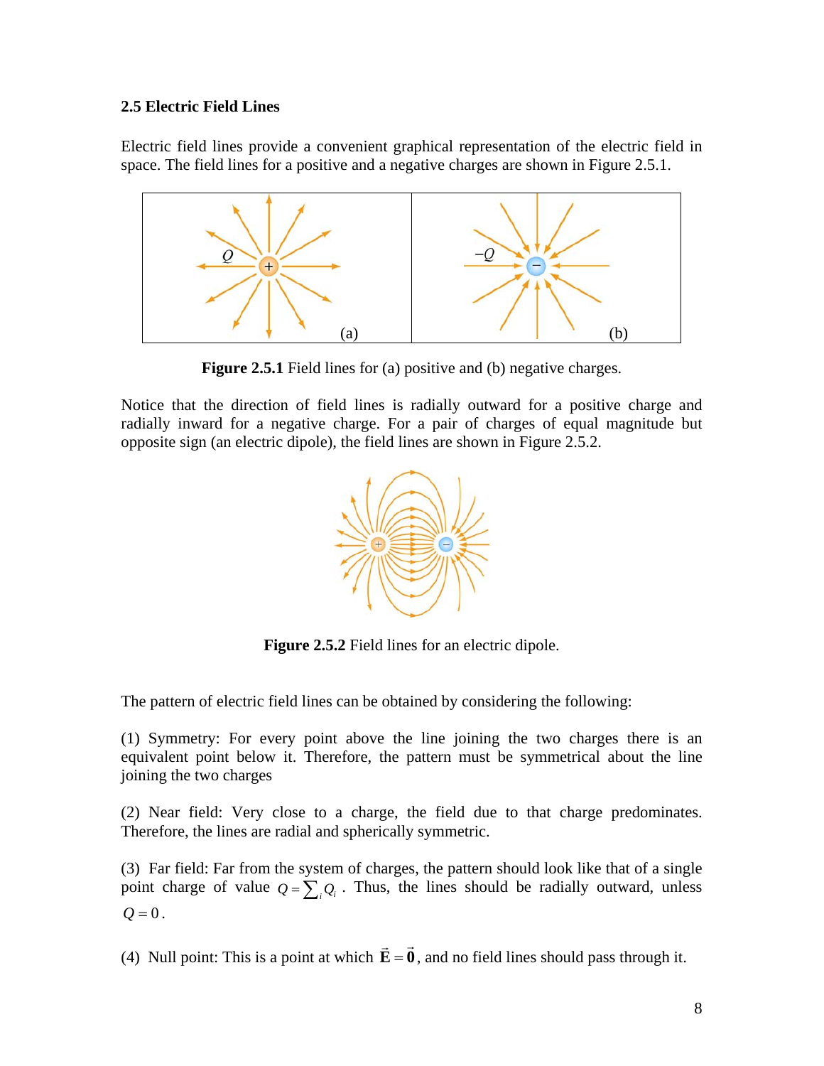### 2.5 Electric Field Lines

Electric field lines provide a convenient graphical representation of the electric field in space. The field lines for a positive and a negative charges are shown in Figure 2.5.1.

**Figure 2.5.1** Field lines for (a) positive and (b) negative charges.

Notice that the direction of field lines is radially outward for a positive charge and radially inward for a negative charge. For a pair of charges of equal magnitude but opposite sign (an electric dipole), the field lines are shown in Figure 2.5.2.

**Figure 2.5.2** Field lines for an electric dipole.

The pattern of electric field lines can be obtained by considering the following:

(1) Symmetry: For every point above the line joining the two charges there is an equivalent point below it. Therefore, the pattern must be symmetrical about the line joining the two charges

(2) Near field: Very close to a charge, the field due to that charge predominates. Therefore, the lines are radial and spherically symmetric.

(3) Far field: Far from the system of charges, the pattern should look like that of a single point charge of value $Q = \sum_i Q_i$ . Thus, the lines should be radially outward, unless $Q = 0$.

(4) Null point: This is a point at which $\vec{\mathbf{E}} = \vec{\mathbf{0}}$, and no field lines should pass through it.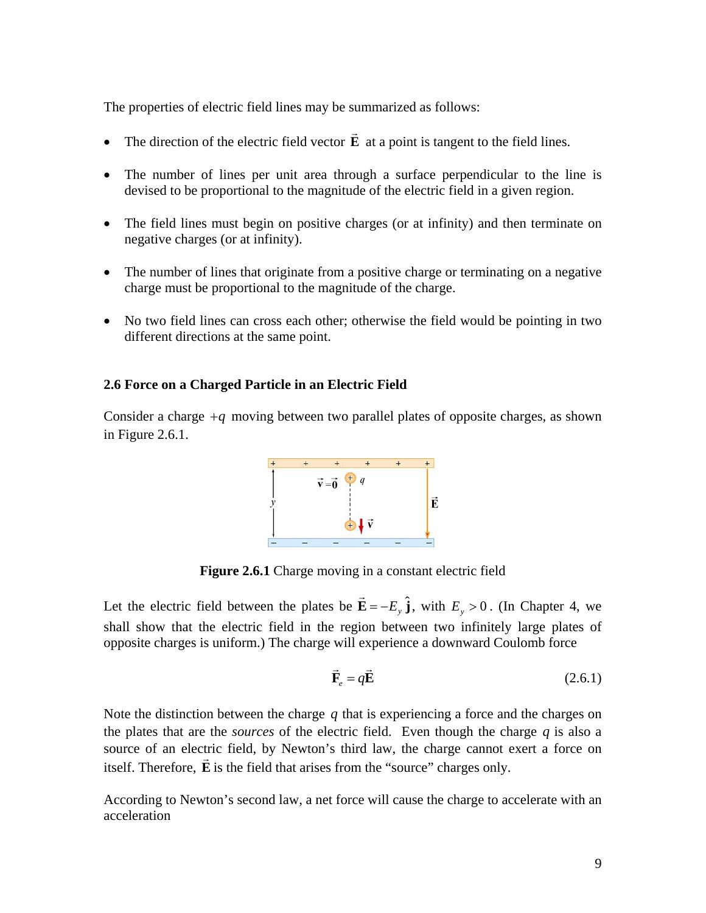The properties of electric field lines may be summarized as follows:

- The direction of the electric field vector $\vec{\mathbf{E}}$ at a point is tangent to the field lines.
- The number of lines per unit area through a surface perpendicular to the line is devised to be proportional to the magnitude of the electric field in a given region.
- The field lines must begin on positive charges (or at infinity) and then terminate on negative charges (or at infinity).
- The number of lines that originate from a positive charge or terminating on a negative charge must be proportional to the magnitude of the charge.
- No two field lines can cross each other; otherwise the field would be pointing in two different directions at the same point.

### 2.6 Force on a Charged Particle in an Electric Field

Consider a charge $+q$ moving between two parallel plates of opposite charges, as shown in Figure 2.6.1.

**Figure 2.6.1** Charge moving in a constant electric field

Let the electric field between the plates be $\vec{\mathbf{E}} = -E_y\,\hat{\mathbf{j}}$, with $E_y > 0$. (In Chapter 4, we shall show that the electric field in the region between two infinitely large plates of opposite charges is uniform.) The charge will experience a downward Coulomb force

$$\vec{\mathbf{F}}_e = q\vec{\mathbf{E}} \tag{2.6.1}$$

Note the distinction between the charge $q$ that is experiencing a force and the charges on the plates that are the *sources* of the electric field. Even though the charge $q$ is also a source of an electric field, by Newton's third law, the charge cannot exert a force on itself. Therefore, $\vec{\mathbf{E}}$ is the field that arises from the "source" charges only.

According to Newton's second law, a net force will cause the charge to accelerate with an acceleration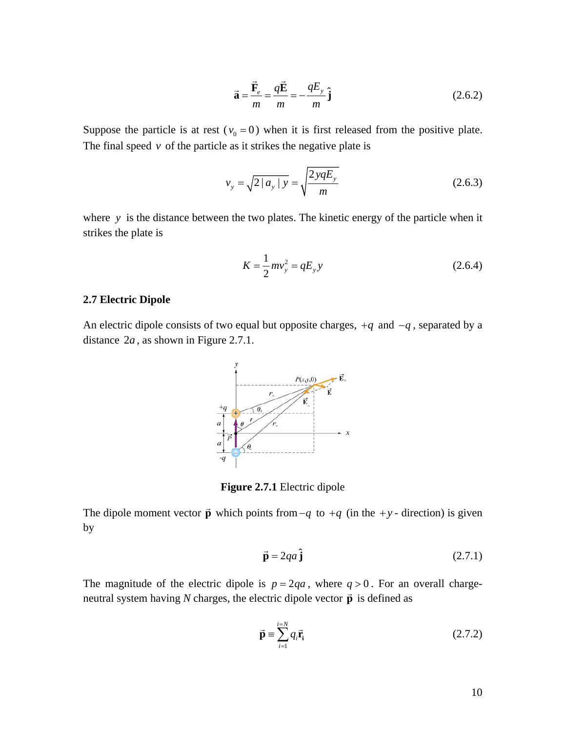$$\vec{\mathbf{a}} = \frac{\vec{\mathbf{F}}_e}{m} = \frac{q\vec{\mathbf{E}}}{m} = -\frac{qE_y}{m}\hat{\mathbf{j}} \tag{2.6.2}$$

Suppose the particle is at rest ($v_0 = 0$) when it is first released from the positive plate. The final speed $v$ of the particle as it strikes the negative plate is

$$v_y = \sqrt{2|a_y|y} = \sqrt{\frac{2yqE_y}{m}} \tag{2.6.3}$$

where $y$ is the distance between the two plates. The kinetic energy of the particle when it strikes the plate is

$$K = \frac{1}{2}mv_y^2 = qE_y y \tag{2.6.4}$$

### 2.7 Electric Dipole

An electric dipole consists of two equal but opposite charges, $+q$ and $-q$, separated by a distance $2a$, as shown in Figure 2.7.1.

**Figure 2.7.1** Electric dipole

The dipole moment vector $\vec{\mathbf{p}}$ which points from $-q$ to $+q$ (in the $+y$- direction) is given by

$$\vec{\mathbf{p}} = 2qa\,\hat{\mathbf{j}} \tag{2.7.1}$$

The magnitude of the electric dipole is $p = 2qa$, where $q > 0$. For an overall charge-neutral system having *N* charges, the electric dipole vector $\vec{\mathbf{p}}$ is defined as

$$\vec{\mathbf{p}} \equiv \sum_{i=1}^{i=N} q_i \vec{\mathbf{r}}_i \tag{2.7.2}$$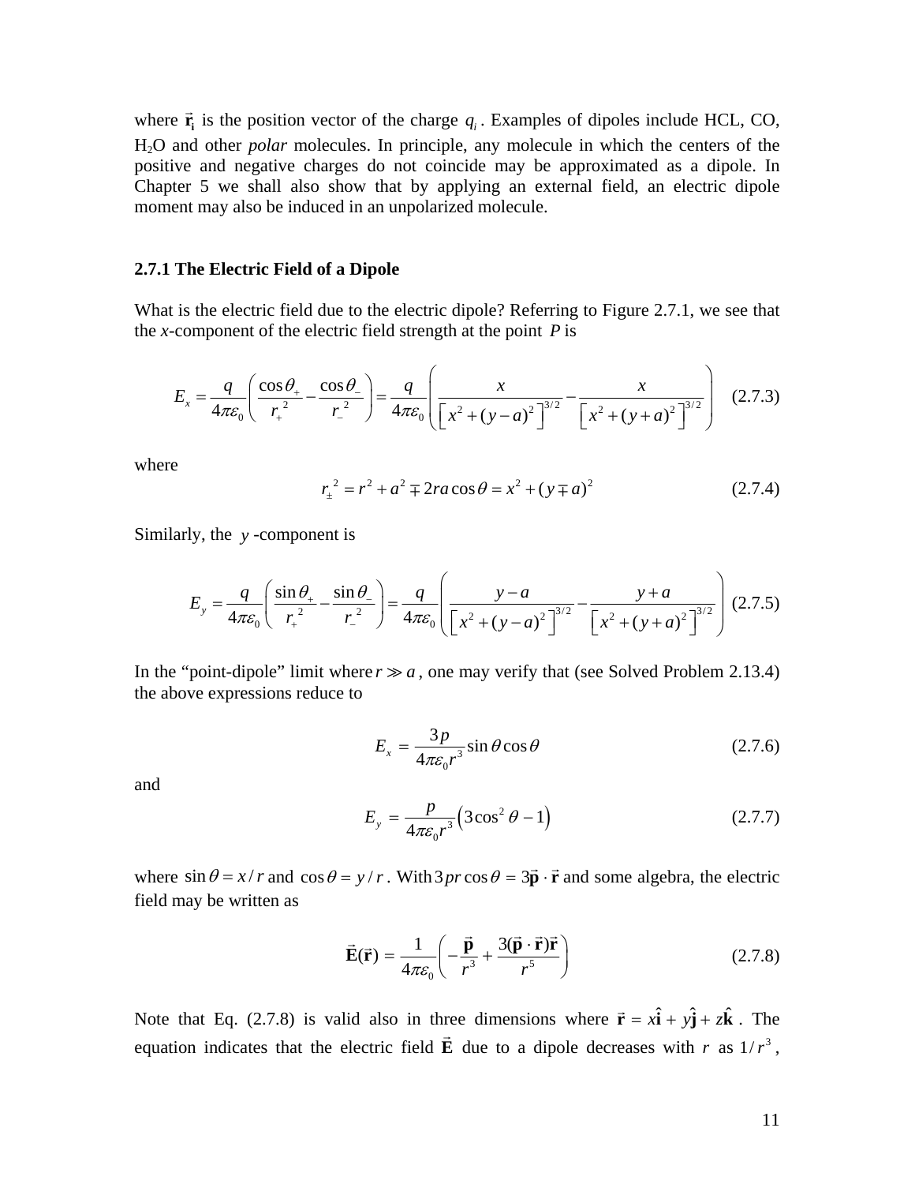where $\vec{\mathbf{r}}_\mathbf{i}$ is the position vector of the charge $q_i$. Examples of dipoles include HCL, CO, $H_2O$ and other *polar* molecules. In principle, any molecule in which the centers of the positive and negative charges do not coincide may be approximated as a dipole. In Chapter 5 we shall also show that by applying an external field, an electric dipole moment may also be induced in an unpolarized molecule.

### 2.7.1 The Electric Field of a Dipole

What is the electric field due to the electric dipole? Referring to Figure 2.7.1, we see that the *x*-component of the electric field strength at the point $P$ is

$$E_x = \frac{q}{4\pi\varepsilon_0}\left(\frac{\cos\theta_+}{r_+^{\,2}} - \frac{\cos\theta_-}{r_-^{\,2}}\right) = \frac{q}{4\pi\varepsilon_0}\left(\frac{x}{\left[x^2+(y-a)^2\right]^{3/2}} - \frac{x}{\left[x^2+(y+a)^2\right]^{3/2}}\right) \quad (2.7.3)$$

where

$$r_\pm^{\,2} = r^2 + a^2 \mp 2ra\cos\theta = x^2 + (y \mp a)^2 \quad (2.7.4)$$

Similarly, the $y$-component is

$$E_y = \frac{q}{4\pi\varepsilon_0}\left(\frac{\sin\theta_+}{r_+^{\,2}} - \frac{\sin\theta_-}{r_-^{\,2}}\right) = \frac{q}{4\pi\varepsilon_0}\left(\frac{y-a}{\left[x^2+(y-a)^2\right]^{3/2}} - \frac{y+a}{\left[x^2+(y+a)^2\right]^{3/2}}\right) \quad (2.7.5)$$

In the "point-dipole" limit where $r \gg a$, one may verify that (see Solved Problem 2.13.4) the above expressions reduce to

$$E_x = \frac{3p}{4\pi\varepsilon_0 r^3}\sin\theta\cos\theta \quad (2.7.6)$$

and

$$E_y = \frac{p}{4\pi\varepsilon_0 r^3}\left(3\cos^2\theta - 1\right) \quad (2.7.7)$$

where $\sin\theta = x/r$ and $\cos\theta = y/r$. With $3pr\cos\theta = 3\vec{\mathbf{p}}\cdot\vec{\mathbf{r}}$ and some algebra, the electric field may be written as

$$\vec{\mathbf{E}}(\vec{\mathbf{r}}) = \frac{1}{4\pi\varepsilon_0}\left(-\frac{\vec{\mathbf{p}}}{r^3} + \frac{3(\vec{\mathbf{p}}\cdot\vec{\mathbf{r}})\vec{\mathbf{r}}}{r^5}\right) \quad (2.7.8)$$

Note that Eq. (2.7.8) is valid also in three dimensions where $\vec{\mathbf{r}} = x\hat{\mathbf{i}} + y\hat{\mathbf{j}} + z\hat{\mathbf{k}}$. The equation indicates that the electric field $\vec{\mathbf{E}}$ due to a dipole decreases with $r$ as $1/r^3$,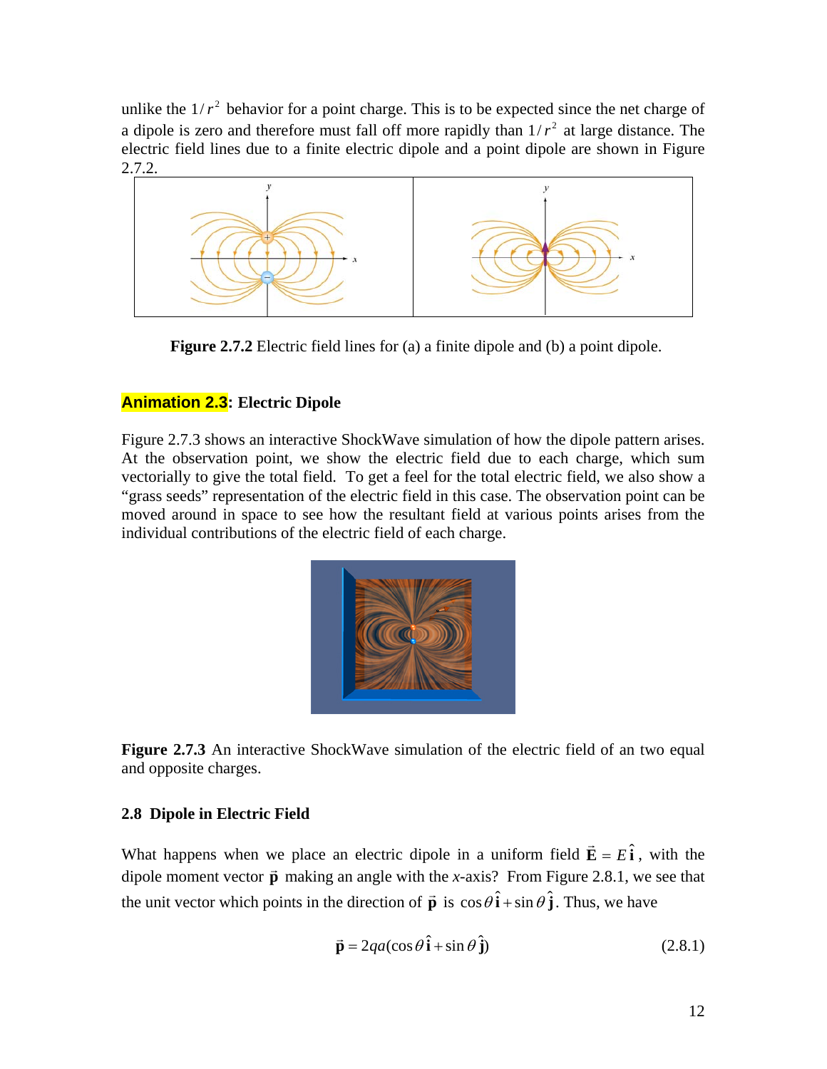unlike the $1/r^2$ behavior for a point charge. This is to be expected since the net charge of a dipole is zero and therefore must fall off more rapidly than $1/r^2$ at large distance. The electric field lines due to a finite electric dipole and a point dipole are shown in Figure 2.7.2.

**Figure 2.7.2** Electric field lines for (a) a finite dipole and (b) a point dipole.

**Animation 2.3: Electric Dipole**

Figure 2.7.3 shows an interactive ShockWave simulation of how the dipole pattern arises. At the observation point, we show the electric field due to each charge, which sum vectorially to give the total field. To get a feel for the total electric field, we also show a "grass seeds" representation of the electric field in this case. The observation point can be moved around in space to see how the resultant field at various points arises from the individual contributions of the electric field of each charge.

**Figure 2.7.3** An interactive ShockWave simulation of the electric field of an two equal and opposite charges.

### 2.8 Dipole in Electric Field

What happens when we place an electric dipole in a uniform field $\vec{\mathbf{E}} = E\,\hat{\mathbf{i}}$, with the dipole moment vector $\vec{\mathbf{p}}$ making an angle with the *x*-axis? From Figure 2.8.1, we see that the unit vector which points in the direction of $\vec{\mathbf{p}}$ is $\cos\theta\,\hat{\mathbf{i}} + \sin\theta\,\hat{\mathbf{j}}$. Thus, we have

$$\vec{\mathbf{p}} = 2qa(\cos\theta\,\hat{\mathbf{i}} + \sin\theta\,\hat{\mathbf{j}}) \tag{2.8.1}$$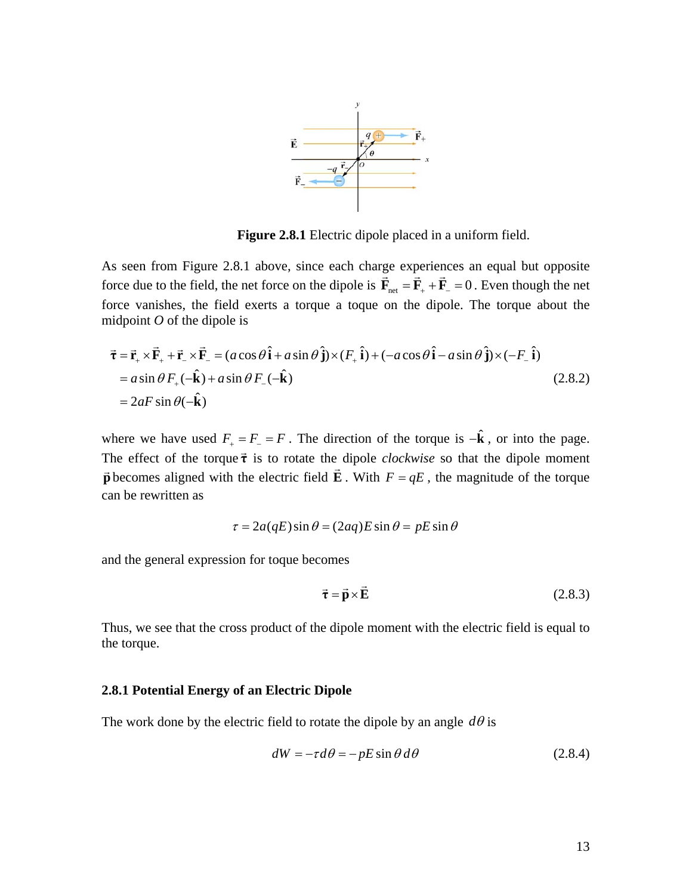**Figure 2.8.1** Electric dipole placed in a uniform field.

As seen from Figure 2.8.1 above, since each charge experiences an equal but opposite force due to the field, the net force on the dipole is $\vec{\mathbf{F}}_{\text{net}} = \vec{\mathbf{F}}_+ + \vec{\mathbf{F}}_- = 0$. Even though the net force vanishes, the field exerts a torque a toque on the dipole. The torque about the midpoint $O$ of the dipole is

$$
\begin{aligned}
\vec{\boldsymbol{\tau}} &= \vec{\mathbf{r}}_+ \times \vec{\mathbf{F}}_+ + \vec{\mathbf{r}}_- \times \vec{\mathbf{F}}_- = (a\cos\theta\,\hat{\mathbf{i}} + a\sin\theta\,\hat{\mathbf{j}}) \times (F_+\,\hat{\mathbf{i}}) + (-a\cos\theta\,\hat{\mathbf{i}} - a\sin\theta\,\hat{\mathbf{j}}) \times (-F_-\,\hat{\mathbf{i}}) \\
&= a\sin\theta\, F_+(-\hat{\mathbf{k}}) + a\sin\theta\, F_-(-\hat{\mathbf{k}}) \\
&= 2aF\sin\theta(-\hat{\mathbf{k}})
\end{aligned}
\tag{2.8.2}
$$

where we have used $F_+ = F_- = F$. The direction of the torque is $-\hat{\mathbf{k}}$, or into the page. The effect of the torque $\vec{\boldsymbol{\tau}}$ is to rotate the dipole *clockwise* so that the dipole moment $\vec{\mathbf{p}}$ becomes aligned with the electric field $\vec{\mathbf{E}}$. With $F = qE$, the magnitude of the torque can be rewritten as

$$
\tau = 2a(qE)\sin\theta = (2aq)E\sin\theta = pE\sin\theta
$$

and the general expression for toque becomes

$$
\vec{\boldsymbol{\tau}} = \vec{\mathbf{p}} \times \vec{\mathbf{E}} \tag{2.8.3}
$$

Thus, we see that the cross product of the dipole moment with the electric field is equal to the torque.

### 2.8.1 Potential Energy of an Electric Dipole

The work done by the electric field to rotate the dipole by an angle $d\theta$ is

$$
dW = -\tau d\theta = -pE\sin\theta\, d\theta \tag{2.8.4}
$$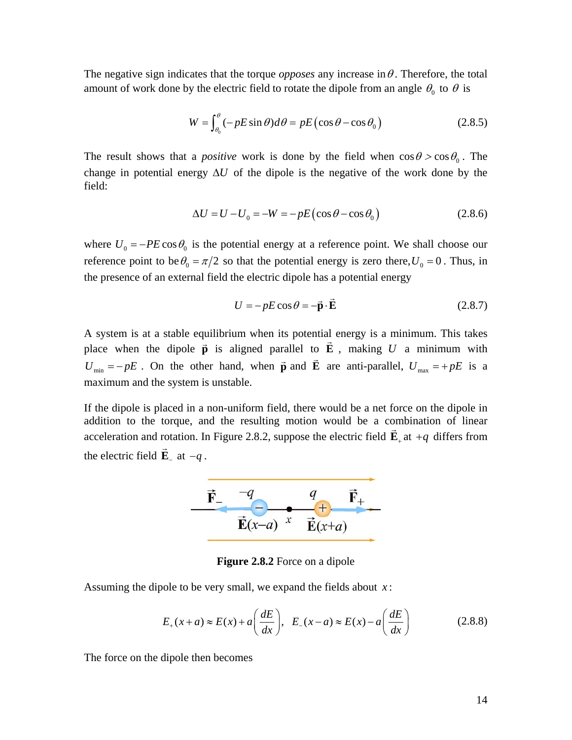The negative sign indicates that the torque *opposes* any increase in $\theta$. Therefore, the total amount of work done by the electric field to rotate the dipole from an angle $\theta_0$ to $\theta$ is

$$W = \int_{\theta_0}^{\theta} (-pE\sin\theta)d\theta = pE\left(\cos\theta - \cos\theta_0\right) \tag{2.8.5}$$

The result shows that a *positive* work is done by the field when $\cos\theta > \cos\theta_0$. The change in potential energy $\Delta U$ of the dipole is the negative of the work done by the field:

$$\Delta U = U - U_0 = -W = -pE\left(\cos\theta - \cos\theta_0\right) \tag{2.8.6}$$

where $U_0 = -PE\cos\theta_0$ is the potential energy at a reference point. We shall choose our reference point to be $\theta_0 = \pi/2$ so that the potential energy is zero there, $U_0 = 0$. Thus, in the presence of an external field the electric dipole has a potential energy

$$U = -pE\cos\theta = -\vec{\mathbf{p}}\cdot\vec{\mathbf{E}} \tag{2.8.7}$$

A system is at a stable equilibrium when its potential energy is a minimum. This takes place when the dipole $\vec{\mathbf{p}}$ is aligned parallel to $\vec{\mathbf{E}}$, making $U$ a minimum with $U_{\min} = -pE$. On the other hand, when $\vec{\mathbf{p}}$ and $\vec{\mathbf{E}}$ are anti-parallel, $U_{\max} = +pE$ is a maximum and the system is unstable.

If the dipole is placed in a non-uniform field, there would be a net force on the dipole in addition to the torque, and the resulting motion would be a combination of linear acceleration and rotation. In Figure 2.8.2, suppose the electric field $\vec{\mathbf{E}}_+$ at $+q$ differs from the electric field $\vec{\mathbf{E}}_-$ at $-q$.

**Figure 2.8.2** Force on a dipole

Assuming the dipole to be very small, we expand the fields about $x$:

$$E_+(x+a) \approx E(x) + a\left(\frac{dE}{dx}\right), \quad E_-(x-a) \approx E(x) - a\left(\frac{dE}{dx}\right) \tag{2.8.8}$$

The force on the dipole then becomes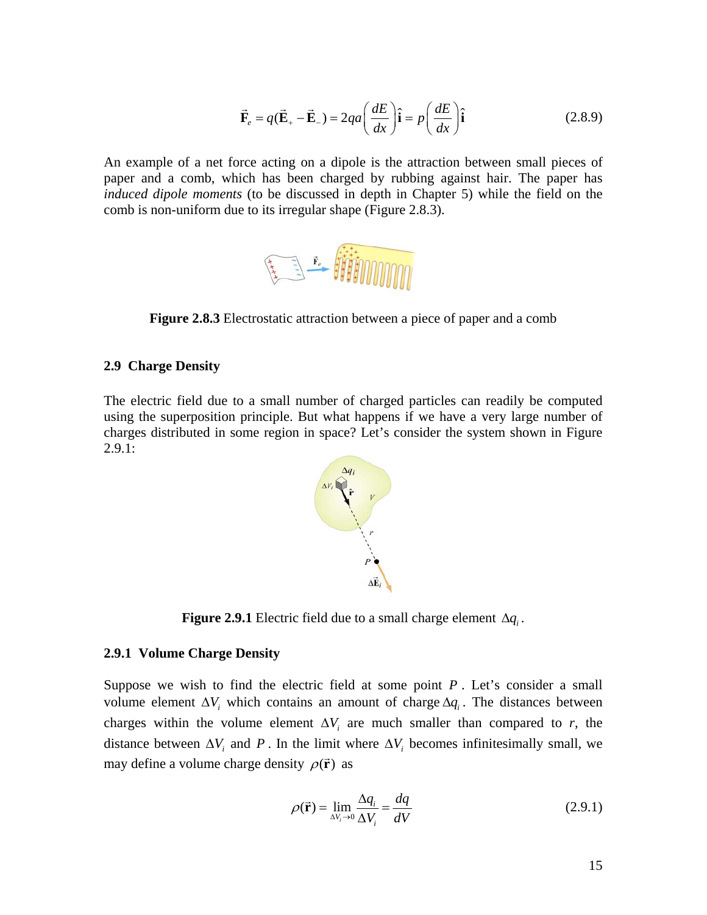$$\vec{\mathbf{F}}_e = q(\vec{\mathbf{E}}_+ - \vec{\mathbf{E}}_-) = 2qa\left(\frac{dE}{dx}\right)\hat{\mathbf{i}} = p\left(\frac{dE}{dx}\right)\hat{\mathbf{i}} \tag{2.8.9}$$

An example of a net force acting on a dipole is the attraction between small pieces of paper and a comb, which has been charged by rubbing against hair. The paper has *induced dipole moments* (to be discussed in depth in Chapter 5) while the field on the comb is non-uniform due to its irregular shape (Figure 2.8.3).

**Figure 2.8.3** Electrostatic attraction between a piece of paper and a comb

### 2.9 Charge Density

The electric field due to a small number of charged particles can readily be computed using the superposition principle. But what happens if we have a very large number of charges distributed in some region in space? Let's consider the system shown in Figure 2.9.1:

**Figure 2.9.1** Electric field due to a small charge element $\Delta q_i$.

#### 2.9.1 Volume Charge Density

Suppose we wish to find the electric field at some point $P$. Let's consider a small volume element $\Delta V_i$ which contains an amount of charge $\Delta q_i$. The distances between charges within the volume element $\Delta V_i$ are much smaller than compared to $r$, the distance between $\Delta V_i$ and $P$. In the limit where $\Delta V_i$ becomes infinitesimally small, we may define a volume charge density $\rho(\vec{\mathbf{r}})$ as

$$\rho(\vec{\mathbf{r}}) = \lim_{\Delta V_i \to 0} \frac{\Delta q_i}{\Delta V_i} = \frac{dq}{dV} \tag{2.9.1}$$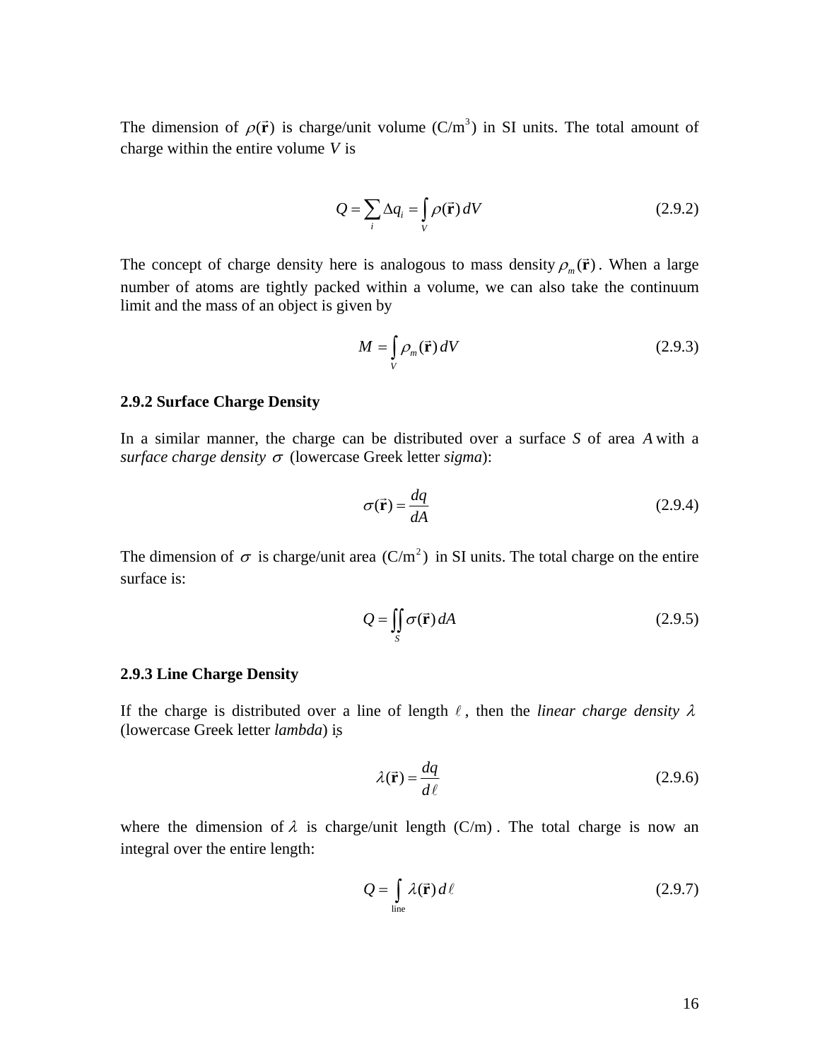The dimension of $\rho(\vec{\mathbf{r}})$ is charge/unit volume (C/m$^3$) in SI units. The total amount of charge within the entire volume $V$ is

$$Q = \sum_i \Delta q_i = \int_V \rho(\vec{\mathbf{r}})\, dV \tag{2.9.2}$$

The concept of charge density here is analogous to mass density $\rho_m(\vec{\mathbf{r}})$. When a large number of atoms are tightly packed within a volume, we can also take the continuum limit and the mass of an object is given by

$$M = \int_V \rho_m(\vec{\mathbf{r}})\, dV \tag{2.9.3}$$

### 2.9.2 Surface Charge Density

In a similar manner, the charge can be distributed over a surface $S$ of area $A$ with a *surface charge density* $\sigma$ (lowercase Greek letter *sigma*):

$$\sigma(\vec{\mathbf{r}}) = \frac{dq}{dA} \tag{2.9.4}$$

The dimension of $\sigma$ is charge/unit area $(\text{C/m}^2)$ in SI units. The total charge on the entire surface is:

$$Q = \iint_S \sigma(\vec{\mathbf{r}})\, dA \tag{2.9.5}$$

### 2.9.3 Line Charge Density

If the charge is distributed over a line of length $\ell$, then the *linear charge density* $\lambda$ (lowercase Greek letter *lambda*) is

$$\lambda(\vec{\mathbf{r}}) = \frac{dq}{d\ell} \tag{2.9.6}$$

where the dimension of $\lambda$ is charge/unit length $(\text{C/m})$. The total charge is now an integral over the entire length:

$$Q = \int_{\text{line}} \lambda(\vec{\mathbf{r}})\, d\ell \tag{2.9.7}$$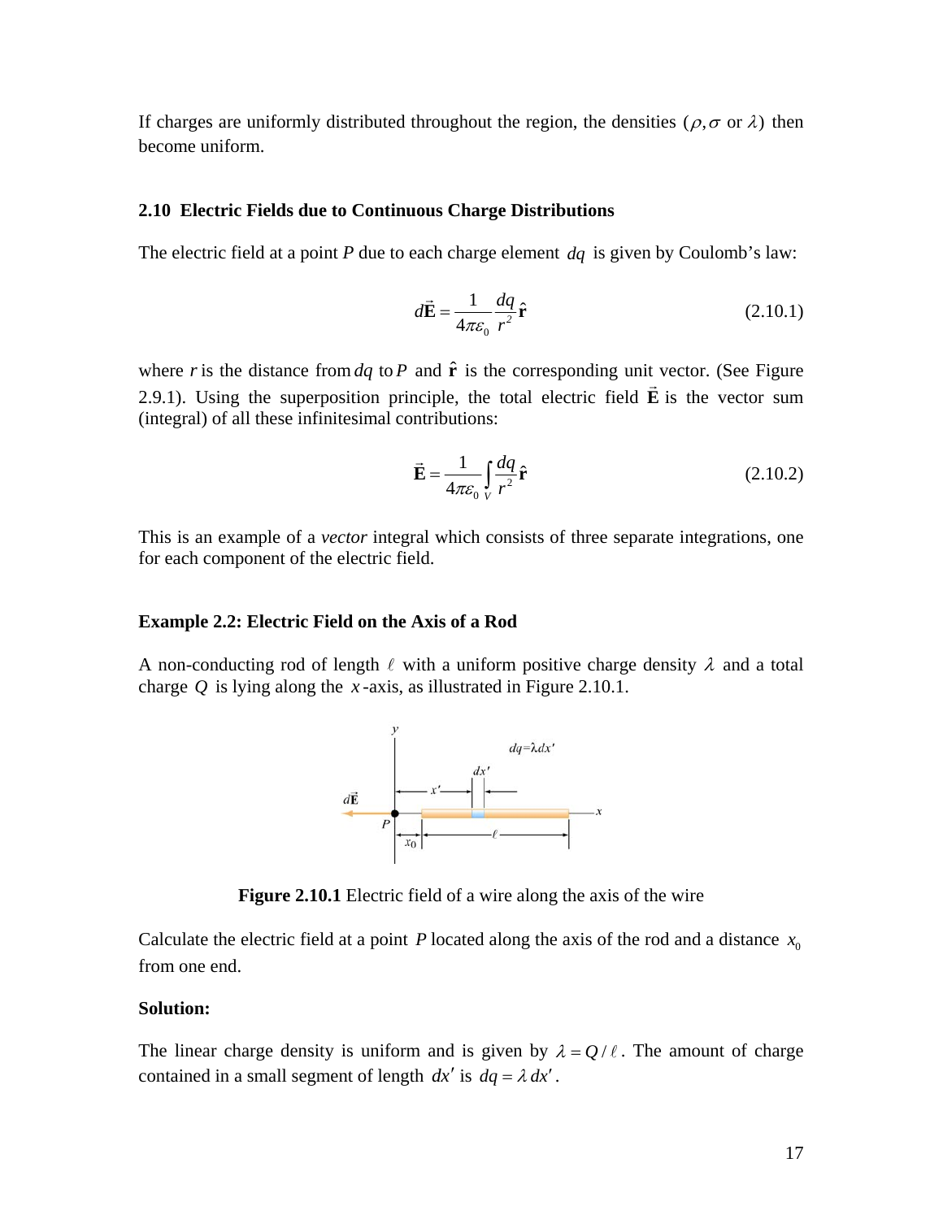If charges are uniformly distributed throughout the region, the densities ($\rho, \sigma$ or $\lambda$) then become uniform.

## 2.10 Electric Fields due to Continuous Charge Distributions

The electric field at a point *P* due to each charge element $dq$ is given by Coulomb's law:

$$d\vec{\mathbf{E}} = \frac{1}{4\pi\varepsilon_0}\frac{dq}{r^2}\hat{\mathbf{r}} \tag{2.10.1}$$

where $r$ is the distance from $dq$ to $P$ and $\hat{\mathbf{r}}$ is the corresponding unit vector. (See Figure 2.9.1). Using the superposition principle, the total electric field $\vec{\mathbf{E}}$ is the vector sum (integral) of all these infinitesimal contributions:

$$\vec{\mathbf{E}} = \frac{1}{4\pi\varepsilon_0}\int_V \frac{dq}{r^2}\hat{\mathbf{r}} \tag{2.10.2}$$

This is an example of a *vector* integral which consists of three separate integrations, one for each component of the electric field.

### Example 2.2: Electric Field on the Axis of a Rod

A non-conducting rod of length $\ell$ with a uniform positive charge density $\lambda$ and a total charge $Q$ is lying along the $x$-axis, as illustrated in Figure 2.10.1.

**Figure 2.10.1** Electric field of a wire along the axis of the wire

Calculate the electric field at a point $P$ located along the axis of the rod and a distance $x_0$ from one end.

**Solution:**

The linear charge density is uniform and is given by $\lambda = Q/\ell$. The amount of charge contained in a small segment of length $dx'$ is $dq = \lambda\, dx'$.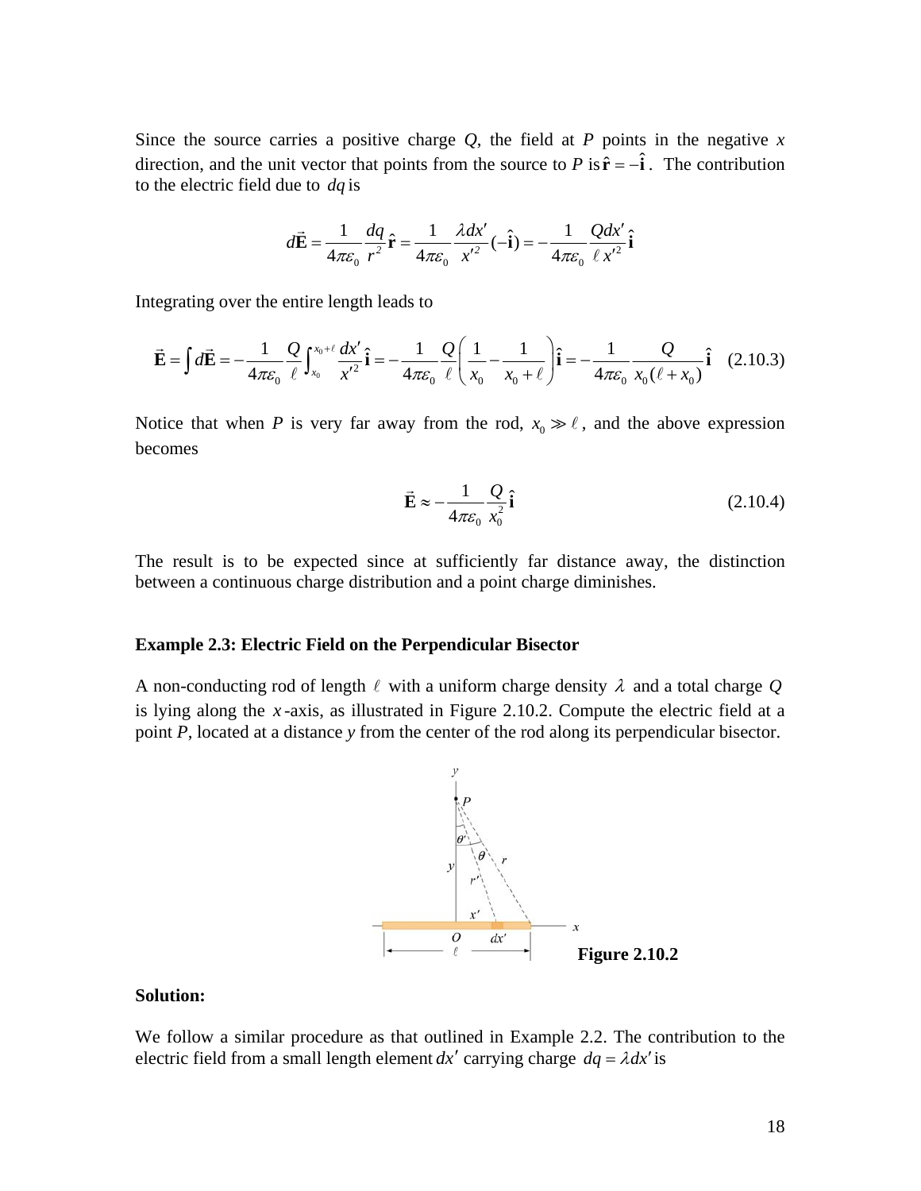Since the source carries a positive charge $Q$, the field at $P$ points in the negative $x$ direction, and the unit vector that points from the source to $P$ is $\hat{\mathbf{r}} = -\hat{\mathbf{i}}$. The contribution to the electric field due to $dq$ is

$$d\vec{\mathbf{E}} = \frac{1}{4\pi\varepsilon_0}\frac{dq}{r^2}\hat{\mathbf{r}} = \frac{1}{4\pi\varepsilon_0}\frac{\lambda dx'}{x'^2}(-\hat{\mathbf{i}}) = -\frac{1}{4\pi\varepsilon_0}\frac{Qdx'}{\ell\, x'^2}\hat{\mathbf{i}}$$

Integrating over the entire length leads to

$$\vec{\mathbf{E}} = \int d\vec{\mathbf{E}} = -\frac{1}{4\pi\varepsilon_0}\frac{Q}{\ell}\int_{x_0}^{x_0+\ell}\frac{dx'}{x'^2}\hat{\mathbf{i}} = -\frac{1}{4\pi\varepsilon_0}\frac{Q}{\ell}\left(\frac{1}{x_0} - \frac{1}{x_0+\ell}\right)\hat{\mathbf{i}} = -\frac{1}{4\pi\varepsilon_0}\frac{Q}{x_0(\ell + x_0)}\hat{\mathbf{i}} \quad (2.10.3)$$

Notice that when $P$ is very far away from the rod, $x_0 \gg \ell$, and the above expression becomes

$$\vec{\mathbf{E}} \approx -\frac{1}{4\pi\varepsilon_0}\frac{Q}{x_0^2}\hat{\mathbf{i}} \quad (2.10.4)$$

The result is to be expected since at sufficiently far distance away, the distinction between a continuous charge distribution and a point charge diminishes.

**Example 2.3: Electric Field on the Perpendicular Bisector**

A non-conducting rod of length $\ell$ with a uniform charge density $\lambda$ and a total charge $Q$ is lying along the $x$-axis, as illustrated in Figure 2.10.2. Compute the electric field at a point $P$, located at a distance $y$ from the center of the rod along its perpendicular bisector.

**Figure 2.10.2**

**Solution:**

We follow a similar procedure as that outlined in Example 2.2. The contribution to the electric field from a small length element $dx'$ carrying charge $dq = \lambda dx'$ is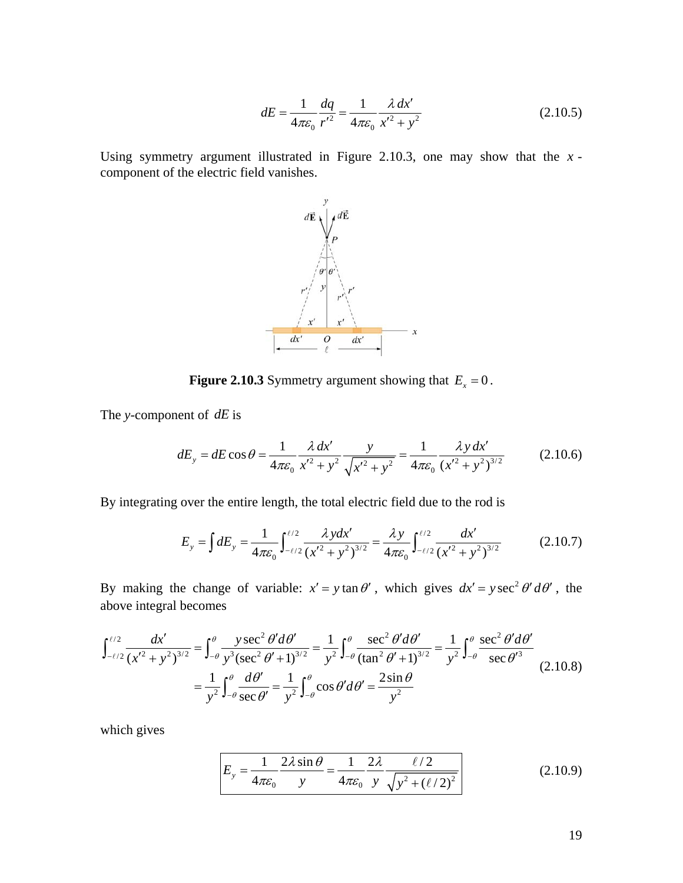$$dE = \frac{1}{4\pi\varepsilon_0}\frac{dq}{r'^2} = \frac{1}{4\pi\varepsilon_0}\frac{\lambda\, dx'}{x'^2 + y^2} \tag{2.10.5}$$

Using symmetry argument illustrated in Figure 2.10.3, one may show that the $x$-component of the electric field vanishes.

**Figure 2.10.3** Symmetry argument showing that $E_x = 0$.

The $y$-component of $dE$ is

$$dE_y = dE\cos\theta = \frac{1}{4\pi\varepsilon_0}\frac{\lambda\, dx'}{x'^2 + y^2}\frac{y}{\sqrt{x'^2 + y^2}} = \frac{1}{4\pi\varepsilon_0}\frac{\lambda y\, dx'}{(x'^2 + y^2)^{3/2}} \tag{2.10.6}$$

By integrating over the entire length, the total electric field due to the rod is

$$E_y = \int dE_y = \frac{1}{4\pi\varepsilon_0}\int_{-\ell/2}^{\ell/2}\frac{\lambda y dx'}{(x'^2 + y^2)^{3/2}} = \frac{\lambda y}{4\pi\varepsilon_0}\int_{-\ell/2}^{\ell/2}\frac{dx'}{(x'^2 + y^2)^{3/2}} \tag{2.10.7}$$

By making the change of variable: $x' = y\tan\theta'$, which gives $dx' = y\sec^2\theta'\, d\theta'$, the above integral becomes

$$\begin{aligned}\int_{-\ell/2}^{\ell/2}\frac{dx'}{(x'^2 + y^2)^{3/2}} &= \int_{-\theta}^{\theta}\frac{y\sec^2\theta' d\theta'}{y^3(\sec^2\theta' + 1)^{3/2}} = \frac{1}{y^2}\int_{-\theta}^{\theta}\frac{\sec^2\theta' d\theta'}{(\tan^2\theta' + 1)^{3/2}} = \frac{1}{y^2}\int_{-\theta}^{\theta}\frac{\sec^2\theta' d\theta'}{\sec\theta'^3} \\ &= \frac{1}{y^2}\int_{-\theta}^{\theta}\frac{d\theta'}{\sec\theta'} = \frac{1}{y^2}\int_{-\theta}^{\theta}\cos\theta' d\theta' = \frac{2\sin\theta}{y^2}\end{aligned} \tag{2.10.8}$$

which gives

$$\boxed{E_y = \frac{1}{4\pi\varepsilon_0}\frac{2\lambda\sin\theta}{y} = \frac{1}{4\pi\varepsilon_0}\frac{2\lambda}{y}\frac{\ell/2}{\sqrt{y^2 + (\ell/2)^2}}} \tag{2.10.9}$$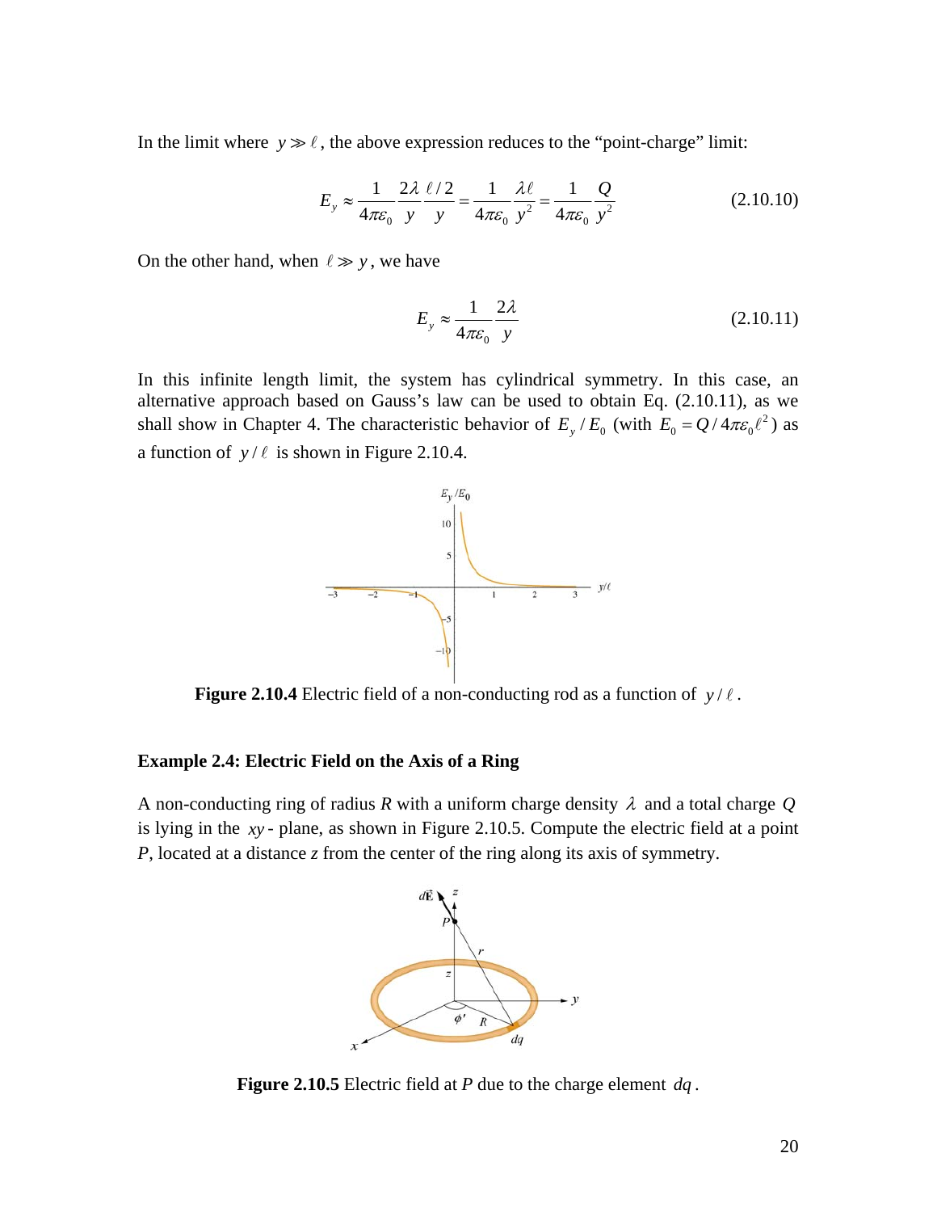In the limit where $y \gg \ell$, the above expression reduces to the "point-charge" limit:

$$E_y \approx \frac{1}{4\pi\varepsilon_0}\frac{2\lambda}{y}\frac{\ell/2}{y} = \frac{1}{4\pi\varepsilon_0}\frac{\lambda\ell}{y^2} = \frac{1}{4\pi\varepsilon_0}\frac{Q}{y^2} \tag{2.10.10}$$

On the other hand, when $\ell \gg y$, we have

$$E_y \approx \frac{1}{4\pi\varepsilon_0}\frac{2\lambda}{y} \tag{2.10.11}$$

In this infinite length limit, the system has cylindrical symmetry. In this case, an alternative approach based on Gauss's law can be used to obtain Eq. (2.10.11), as we shall show in Chapter 4. The characteristic behavior of $E_y / E_0$ (with $E_0 = Q/4\pi\varepsilon_0\ell^2$) as a function of $y/\ell$ is shown in Figure 2.10.4.

**Figure 2.10.4** Electric field of a non-conducting rod as a function of $y/\ell$.

### Example 2.4: Electric Field on the Axis of a Ring

A non-conducting ring of radius *R* with a uniform charge density $\lambda$ and a total charge $Q$ is lying in the $xy$- plane, as shown in Figure 2.10.5. Compute the electric field at a point *P*, located at a distance *z* from the center of the ring along its axis of symmetry.

**Figure 2.10.5** Electric field at *P* due to the charge element $dq$.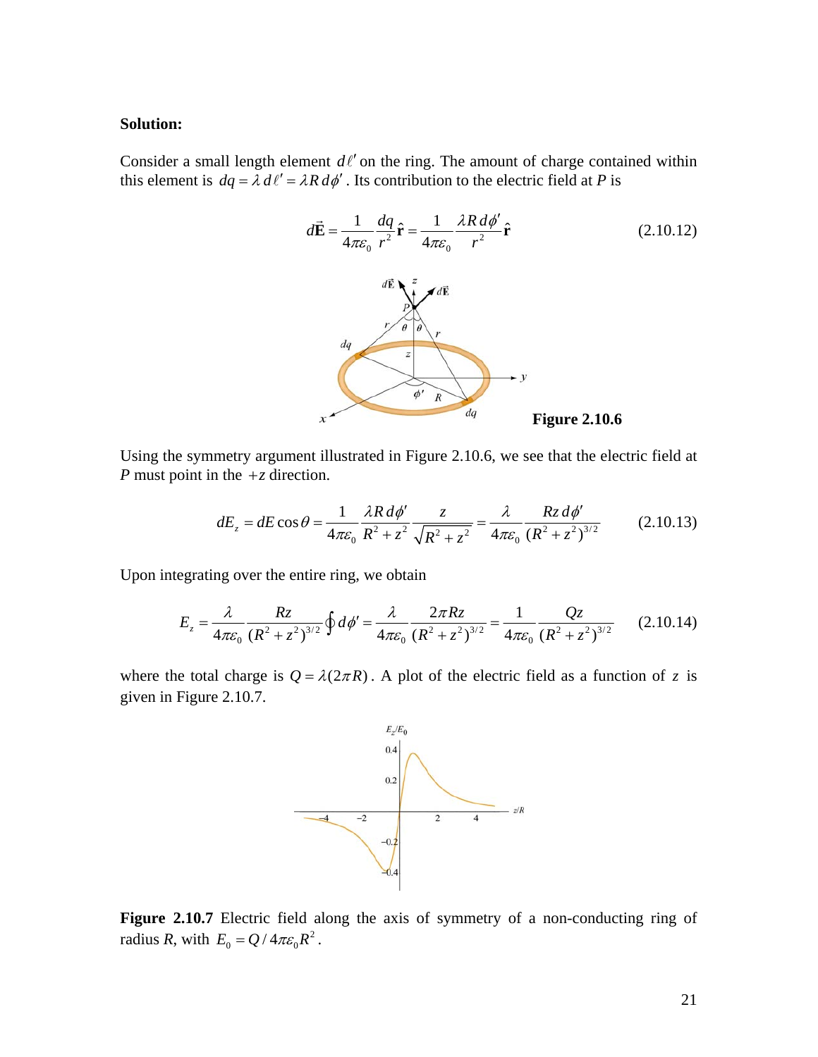**Solution:**

Consider a small length element $d\ell'$ on the ring. The amount of charge contained within this element is $dq = \lambda\, d\ell' = \lambda R\, d\phi'$. Its contribution to the electric field at *P* is

$$d\vec{\mathbf{E}} = \frac{1}{4\pi\varepsilon_0}\frac{dq}{r^2}\hat{\mathbf{r}} = \frac{1}{4\pi\varepsilon_0}\frac{\lambda R\, d\phi'}{r^2}\hat{\mathbf{r}} \tag{2.10.12}$$

**Figure 2.10.6**

Using the symmetry argument illustrated in Figure 2.10.6, we see that the electric field at *P* must point in the $+z$ direction.

$$dE_z = dE\cos\theta = \frac{1}{4\pi\varepsilon_0}\frac{\lambda R\, d\phi'}{R^2+z^2}\frac{z}{\sqrt{R^2+z^2}} = \frac{\lambda}{4\pi\varepsilon_0}\frac{Rz\, d\phi'}{(R^2+z^2)^{3/2}} \tag{2.10.13}$$

Upon integrating over the entire ring, we obtain

$$E_z = \frac{\lambda}{4\pi\varepsilon_0}\frac{Rz}{(R^2+z^2)^{3/2}}\oint d\phi' = \frac{\lambda}{4\pi\varepsilon_0}\frac{2\pi Rz}{(R^2+z^2)^{3/2}} = \frac{1}{4\pi\varepsilon_0}\frac{Qz}{(R^2+z^2)^{3/2}} \tag{2.10.14}$$

where the total charge is $Q = \lambda(2\pi R)$. A plot of the electric field as a function of $z$ is given in Figure 2.10.7.

**Figure 2.10.7** Electric field along the axis of symmetry of a non-conducting ring of radius *R*, with $E_0 = Q/4\pi\varepsilon_0 R^2$.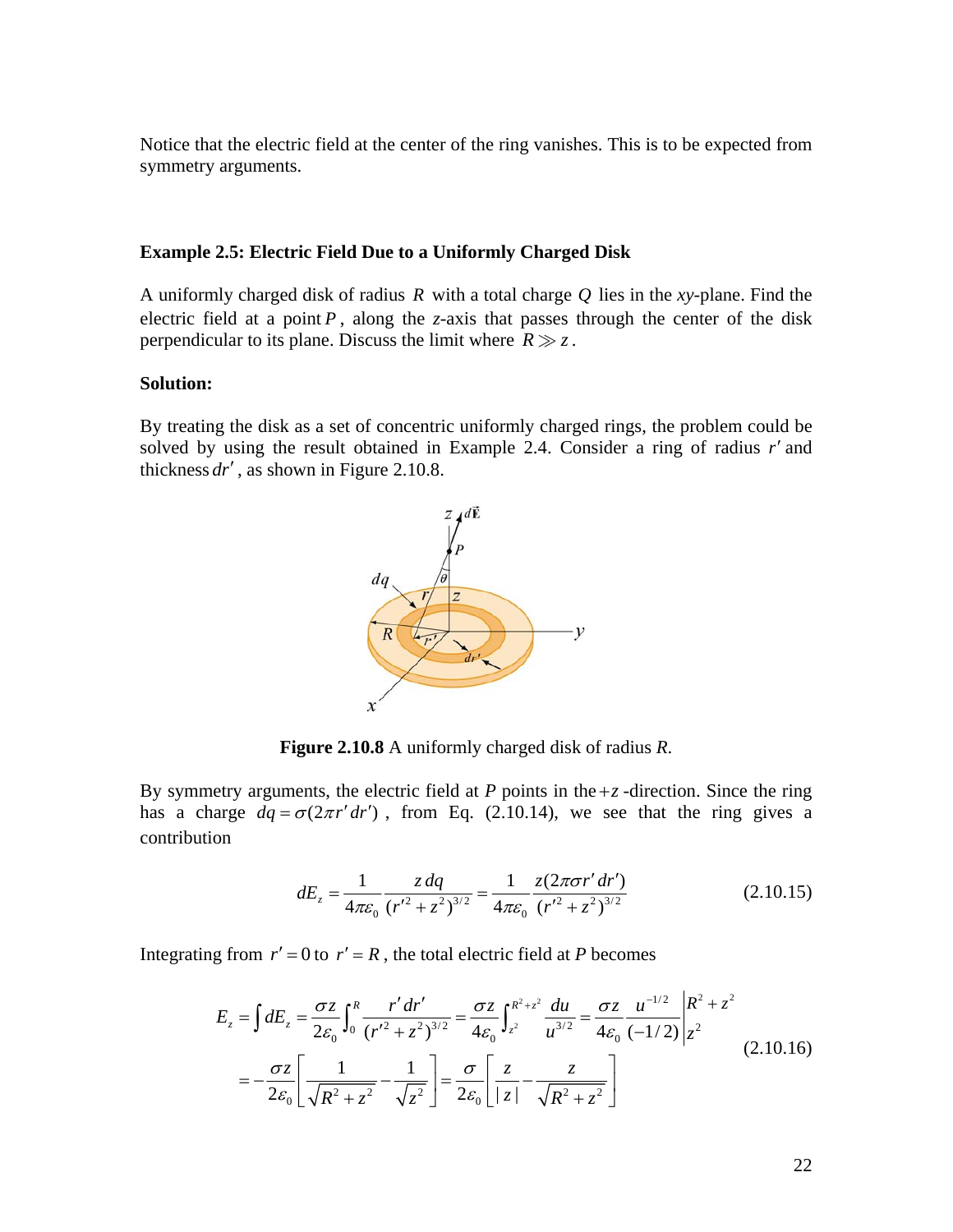Notice that the electric field at the center of the ring vanishes. This is to be expected from symmetry arguments.

### Example 2.5: Electric Field Due to a Uniformly Charged Disk

A uniformly charged disk of radius $R$ with a total charge $Q$ lies in the *xy*-plane. Find the electric field at a point $P$, along the *z*-axis that passes through the center of the disk perpendicular to its plane. Discuss the limit where $R \gg z$.

**Solution:**

By treating the disk as a set of concentric uniformly charged rings, the problem could be solved by using the result obtained in Example 2.4. Consider a ring of radius $r'$ and thickness $dr'$, as shown in Figure 2.10.8.

**Figure 2.10.8** A uniformly charged disk of radius *R*.

By symmetry arguments, the electric field at *P* points in the $+z$-direction. Since the ring has a charge $dq = \sigma(2\pi r' dr')$, from Eq. (2.10.14), we see that the ring gives a contribution

$$dE_z = \frac{1}{4\pi\varepsilon_0}\frac{z\,dq}{(r'^2+z^2)^{3/2}} = \frac{1}{4\pi\varepsilon_0}\frac{z(2\pi\sigma r'\,dr')}{(r'^2+z^2)^{3/2}} \tag{2.10.15}$$

Integrating from $r'=0$ to $r'=R$, the total electric field at *P* becomes

$$\begin{aligned} E_z &= \int dE_z = \frac{\sigma z}{2\varepsilon_0}\int_0^R \frac{r'\,dr'}{(r'^2+z^2)^{3/2}} = \frac{\sigma z}{4\varepsilon_0}\int_{z^2}^{R^2+z^2}\frac{du}{u^{3/2}} = \frac{\sigma z}{4\varepsilon_0}\frac{u^{-1/2}}{(-1/2)}\Bigg|_{z^2}^{R^2+z^2} \\ &= -\frac{\sigma z}{2\varepsilon_0}\left[\frac{1}{\sqrt{R^2+z^2}} - \frac{1}{\sqrt{z^2}}\right] = \frac{\sigma}{2\varepsilon_0}\left[\frac{z}{|z|} - \frac{z}{\sqrt{R^2+z^2}}\right] \end{aligned} \tag{2.10.16}$$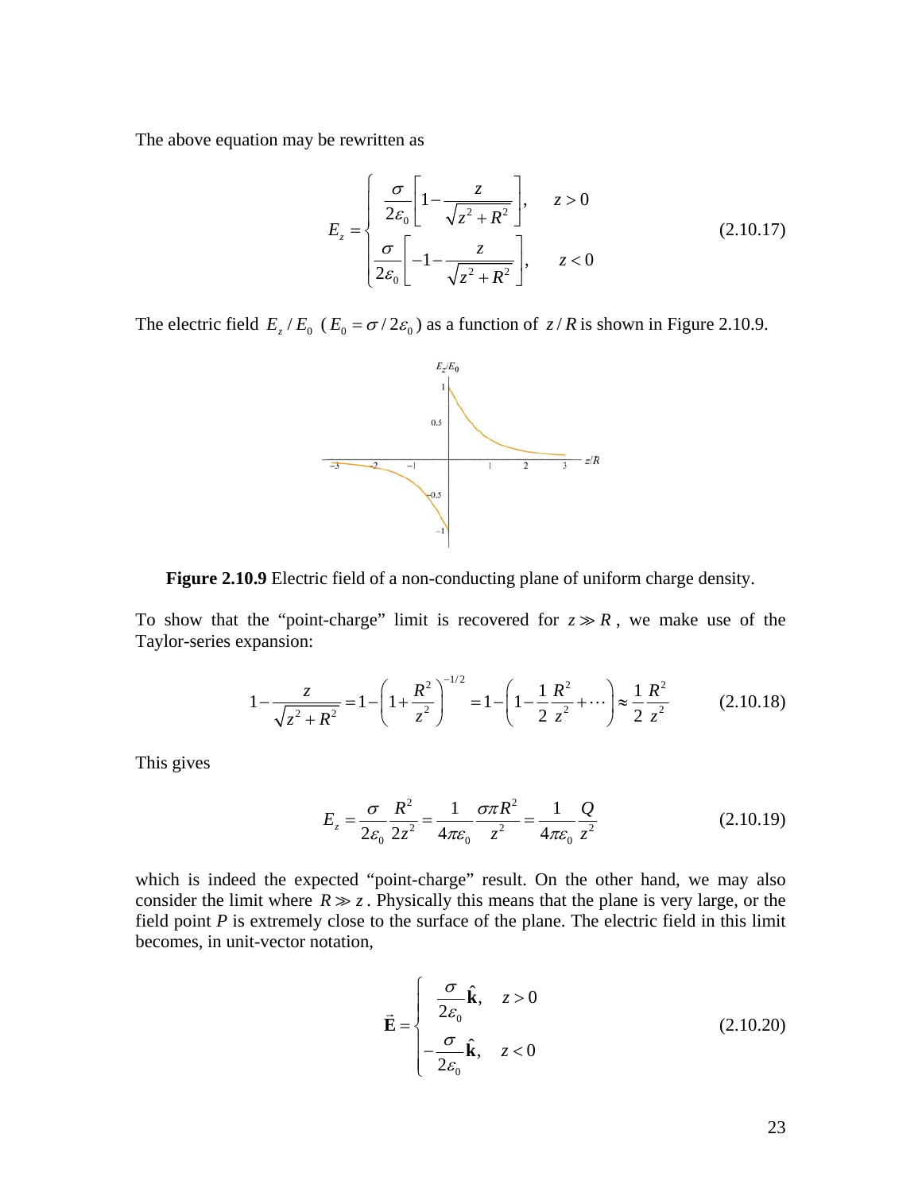The above equation may be rewritten as

$$E_z = \begin{cases} \dfrac{\sigma}{2\varepsilon_0}\left[1 - \dfrac{z}{\sqrt{z^2+R^2}}\right], & z > 0 \\ \dfrac{\sigma}{2\varepsilon_0}\left[-1 - \dfrac{z}{\sqrt{z^2+R^2}}\right], & z < 0 \end{cases} \tag{2.10.17}$$

The electric field $E_z / E_0$ ($E_0 = \sigma / 2\varepsilon_0$) as a function of $z/R$ is shown in Figure 2.10.9.

**Figure 2.10.9** Electric field of a non-conducting plane of uniform charge density.

To show that the "point-charge" limit is recovered for $z \gg R$, we make use of the Taylor-series expansion:

$$1 - \frac{z}{\sqrt{z^2+R^2}} = 1 - \left(1 + \frac{R^2}{z^2}\right)^{-1/2} = 1 - \left(1 - \frac{1}{2}\frac{R^2}{z^2} + \cdots\right) \approx \frac{1}{2}\frac{R^2}{z^2} \tag{2.10.18}$$

This gives

$$E_z = \frac{\sigma}{2\varepsilon_0}\frac{R^2}{2z^2} = \frac{1}{4\pi\varepsilon_0}\frac{\sigma\pi R^2}{z^2} = \frac{1}{4\pi\varepsilon_0}\frac{Q}{z^2} \tag{2.10.19}$$

which is indeed the expected "point-charge" result. On the other hand, we may also consider the limit where $R \gg z$. Physically this means that the plane is very large, or the field point *P* is extremely close to the surface of the plane. The electric field in this limit becomes, in unit-vector notation,

$$\vec{\mathbf{E}} = \begin{cases} \dfrac{\sigma}{2\varepsilon_0}\hat{\mathbf{k}}, & z > 0 \\ -\dfrac{\sigma}{2\varepsilon_0}\hat{\mathbf{k}}, & z < 0 \end{cases} \tag{2.10.20}$$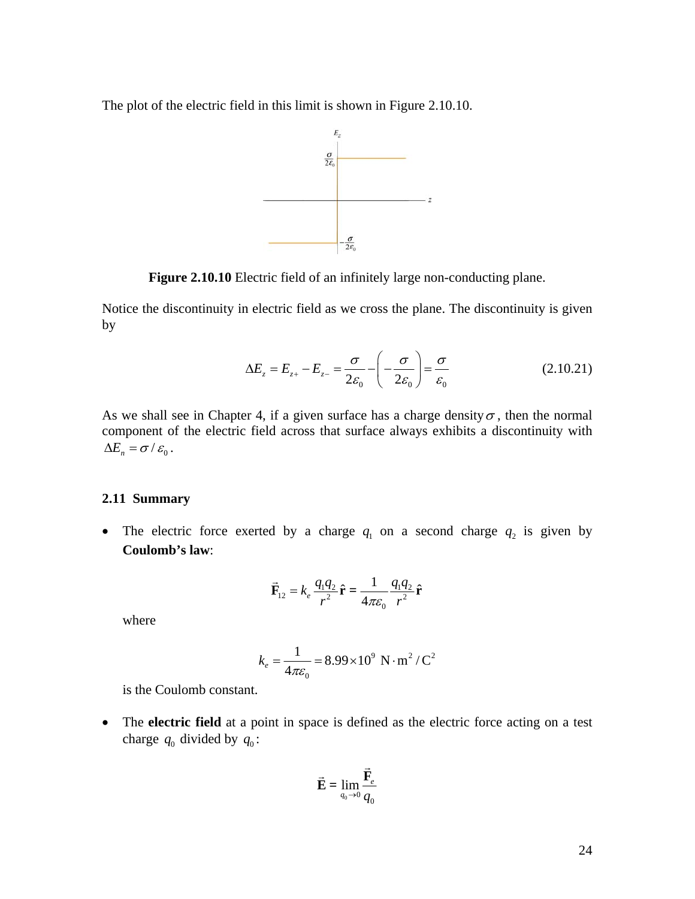The plot of the electric field in this limit is shown in Figure 2.10.10.

**Figure 2.10.10** Electric field of an infinitely large non-conducting plane.

Notice the discontinuity in electric field as we cross the plane. The discontinuity is given by

$$\Delta E_z = E_{z+} - E_{z-} = \frac{\sigma}{2\varepsilon_0} - \left( -\frac{\sigma}{2\varepsilon_0} \right) = \frac{\sigma}{\varepsilon_0} \tag{2.10.21}$$

As we shall see in Chapter 4, if a given surface has a charge density $\sigma$, then the normal component of the electric field across that surface always exhibits a discontinuity with $\Delta E_n = \sigma / \varepsilon_0$.

## 2.11 Summary

- The electric force exerted by a charge $q_1$ on a second charge $q_2$ is given by **Coulomb's law**:

$$\vec{\mathbf{F}}_{12} = k_e \frac{q_1 q_2}{r^2} \hat{\mathbf{r}} = \frac{1}{4\pi\varepsilon_0} \frac{q_1 q_2}{r^2} \hat{\mathbf{r}}$$

  where

$$k_e = \frac{1}{4\pi\varepsilon_0} = 8.99 \times 10^9 \ \mathrm{N \cdot m^2 / C^2}$$

  is the Coulomb constant.

- The **electric field** at a point in space is defined as the electric force acting on a test charge $q_0$ divided by $q_0$:

$$\vec{\mathbf{E}} = \lim_{q_0 \to 0} \frac{\vec{\mathbf{F}}_e}{q_0}$$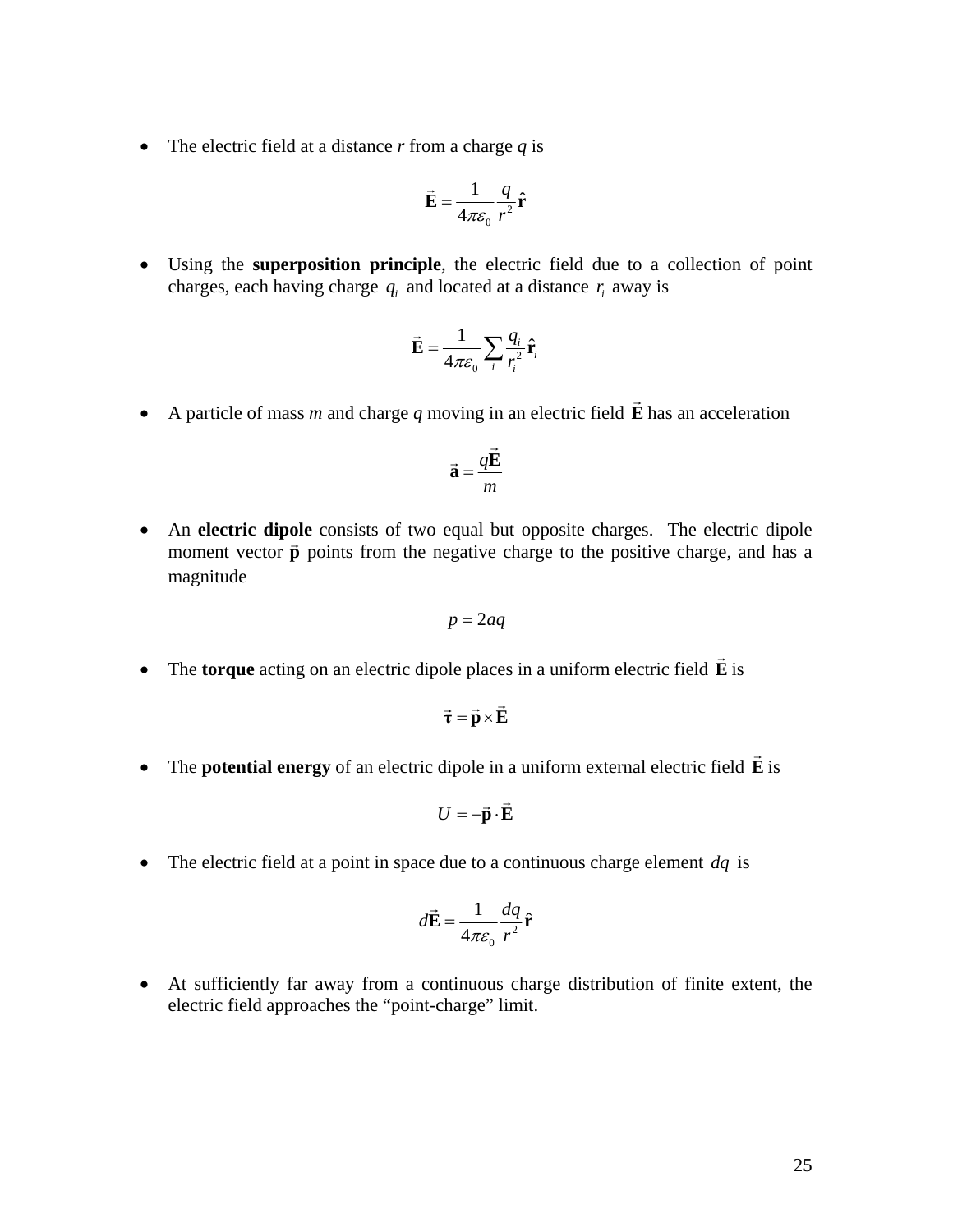- The electric field at a distance *r* from a charge *q* is

$$\vec{\mathbf{E}} = \frac{1}{4\pi\varepsilon_0}\frac{q}{r^2}\hat{\mathbf{r}}$$

- Using the **superposition principle**, the electric field due to a collection of point charges, each having charge $q_i$ and located at a distance $r_i$ away is

$$\vec{\mathbf{E}} = \frac{1}{4\pi\varepsilon_0}\sum_i \frac{q_i}{r_i^2}\hat{\mathbf{r}}_i$$

- A particle of mass *m* and charge *q* moving in an electric field $\vec{\mathbf{E}}$ has an acceleration

$$\vec{\mathbf{a}} = \frac{q\vec{\mathbf{E}}}{m}$$

- An **electric dipole** consists of two equal but opposite charges. The electric dipole moment vector $\vec{\mathbf{p}}$ points from the negative charge to the positive charge, and has a magnitude

$$p = 2aq$$

- The **torque** acting on an electric dipole places in a uniform electric field $\vec{\mathbf{E}}$ is

$$\vec{\boldsymbol{\tau}} = \vec{\mathbf{p}} \times \vec{\mathbf{E}}$$

- The **potential energy** of an electric dipole in a uniform external electric field $\vec{\mathbf{E}}$ is

$$U = -\vec{\mathbf{p}} \cdot \vec{\mathbf{E}}$$

- The electric field at a point in space due to a continuous charge element $dq$ is

$$d\vec{\mathbf{E}} = \frac{1}{4\pi\varepsilon_0}\frac{dq}{r^2}\hat{\mathbf{r}}$$

- At sufficiently far away from a continuous charge distribution of finite extent, the electric field approaches the "point-charge" limit.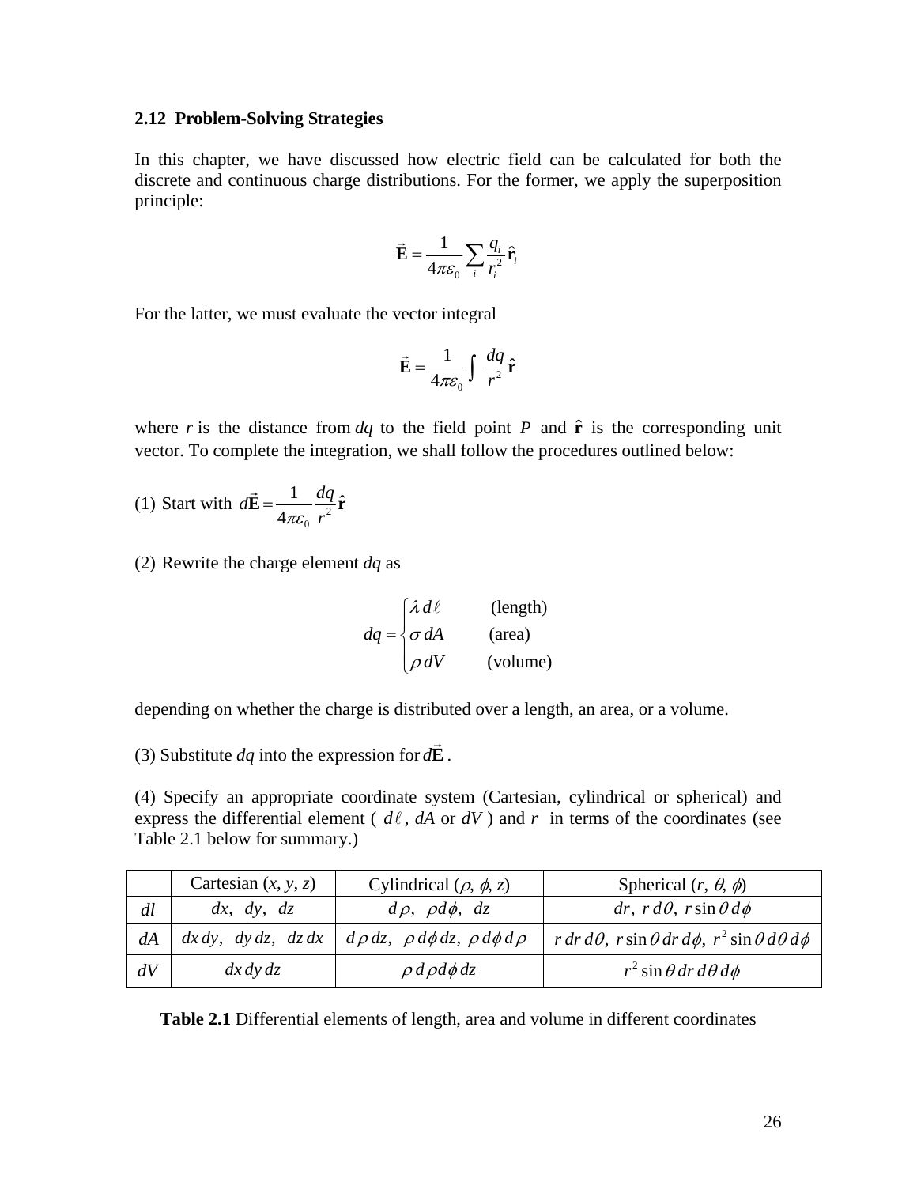### 2.12 Problem-Solving Strategies

In this chapter, we have discussed how electric field can be calculated for both the discrete and continuous charge distributions. For the former, we apply the superposition principle:

$$\vec{\mathbf{E}} = \frac{1}{4\pi\varepsilon_0}\sum_i \frac{q_i}{r_i^2}\hat{\mathbf{r}}_i$$

For the latter, we must evaluate the vector integral

$$\vec{\mathbf{E}} = \frac{1}{4\pi\varepsilon_0}\int \frac{dq}{r^2}\hat{\mathbf{r}}$$

where $r$ is the distance from $dq$ to the field point $P$ and $\hat{\mathbf{r}}$ is the corresponding unit vector. To complete the integration, we shall follow the procedures outlined below:

(1) Start with $d\vec{\mathbf{E}} = \dfrac{1}{4\pi\varepsilon_0}\dfrac{dq}{r^2}\hat{\mathbf{r}}$

(2) Rewrite the charge element $dq$ as

$$dq = \begin{cases} \lambda\, d\ell & \text{(length)} \\ \sigma\, dA & \text{(area)} \\ \rho\, dV & \text{(volume)} \end{cases}$$

depending on whether the charge is distributed over a length, an area, or a volume.

(3) Substitute $dq$ into the expression for $d\vec{\mathbf{E}}$.

(4) Specify an appropriate coordinate system (Cartesian, cylindrical or spherical) and express the differential element ( $d\ell$, $dA$ or $dV$ ) and $r$ in terms of the coordinates (see Table 2.1 below for summary.)

| | Cartesian $(x, y, z)$ | Cylindrical $(\rho, \phi, z)$ | Spherical $(r, \theta, \phi)$ |
|---|---|---|---|
| $dl$ | $dx,\ dy,\ dz$ | $d\rho,\ \rho d\phi,\ dz$ | $dr,\ r\,d\theta,\ r\sin\theta\, d\phi$ |
| $dA$ | $dx\,dy,\ dy\,dz,\ dz\,dx$ | $d\rho\, dz,\ \rho\, d\phi\, dz,\ \rho\, d\phi\, d\rho$ | $r\,dr\,d\theta,\ r\sin\theta\, dr\, d\phi,\ r^2\sin\theta\, d\theta\, d\phi$ |
| $dV$ | $dx\,dy\,dz$ | $\rho\, d\rho\, d\phi\, dz$ | $r^2\sin\theta\, dr\, d\theta\, d\phi$ |

**Table 2.1** Differential elements of length, area and volume in different coordinates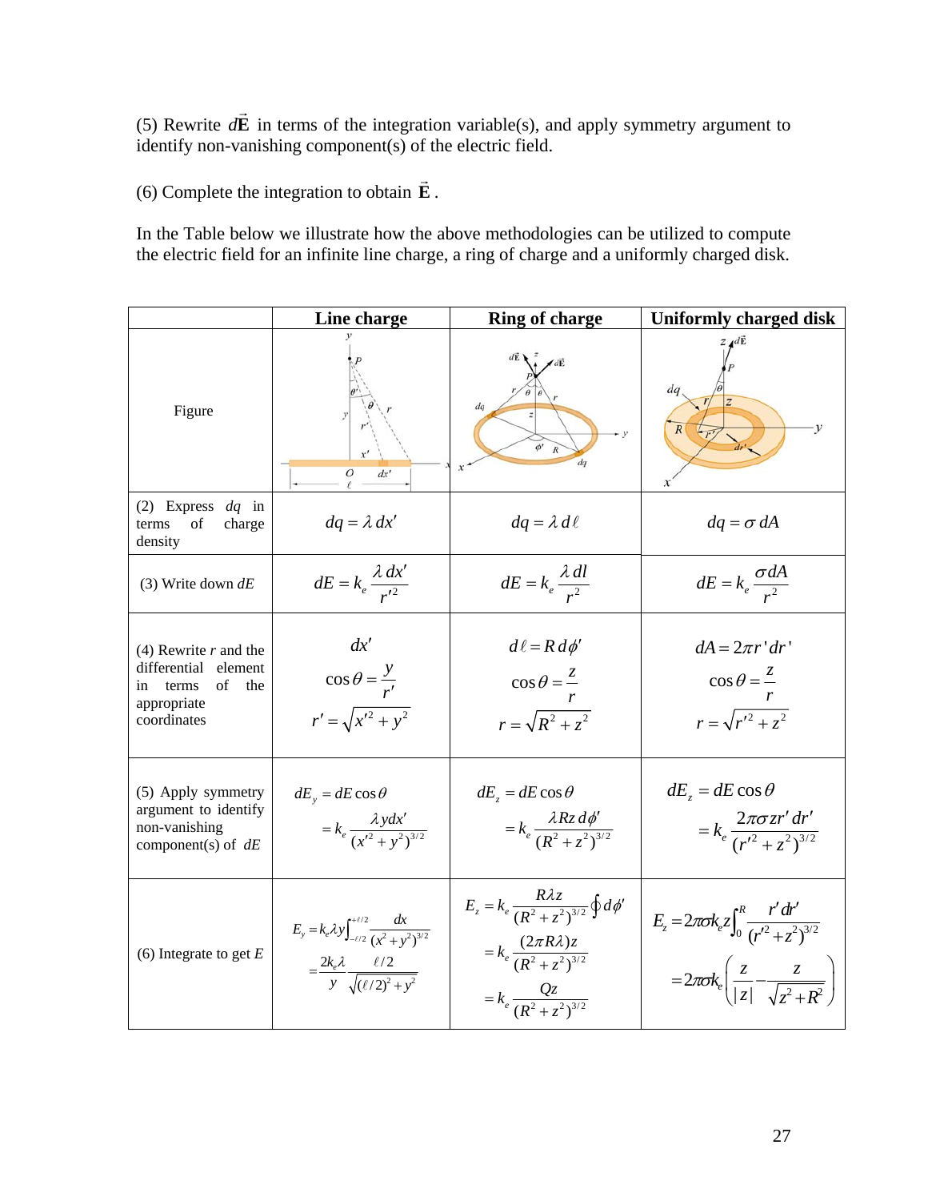(5) Rewrite $d\vec{\mathbf{E}}$ in terms of the integration variable(s), and apply symmetry argument to identify non-vanishing component(s) of the electric field.

(6) Complete the integration to obtain $\vec{\mathbf{E}}$.

In the Table below we illustrate how the above methodologies can be utilized to compute the electric field for an infinite line charge, a ring of charge and a uniformly charged disk.

| | Line charge | Ring of charge | Uniformly charged disk |
|---|---|---|---|
| Figure | | | |
| (2) Express $dq$ in terms of charge density | $dq = \lambda\, dx'$ | $dq = \lambda\, d\ell$ | $dq = \sigma\, dA$ |
| (3) Write down $dE$ | $dE = k_e \dfrac{\lambda\, dx'}{r'^2}$ | $dE = k_e \dfrac{\lambda\, dl}{r^2}$ | $dE = k_e \dfrac{\sigma dA}{r^2}$ |
| (4) Rewrite $r$ and the differential element in terms of the appropriate coordinates | $dx'$ <br> $\cos\theta = \dfrac{y}{r'}$ <br> $r' = \sqrt{x'^2 + y^2}$ | $d\ell = R\, d\phi'$ <br> $\cos\theta = \dfrac{z}{r}$ <br> $r = \sqrt{R^2 + z^2}$ | $dA = 2\pi r' dr'$ <br> $\cos\theta = \dfrac{z}{r}$ <br> $r = \sqrt{r'^2 + z^2}$ |
| (5) Apply symmetry argument to identify non-vanishing component(s) of $dE$ | $dE_y = dE\cos\theta$ <br> $= k_e \dfrac{\lambda y dx'}{(x'^2 + y^2)^{3/2}}$ | $dE_z = dE\cos\theta$ <br> $= k_e \dfrac{\lambda R z\, d\phi'}{(R^2 + z^2)^{3/2}}$ | $dE_z = dE\cos\theta$ <br> $= k_e \dfrac{2\pi\sigma z r'\, dr'}{(r'^2 + z^2)^{3/2}}$ |
| (6) Integrate to get $E$ | $E_y = k_e \lambda y \int_{-\ell/2}^{+\ell/2} \dfrac{dx}{(x^2 + y^2)^{3/2}}$ <br> $= \dfrac{2k_e\lambda}{y} \dfrac{\ell/2}{\sqrt{(\ell/2)^2 + y^2}}$ | $E_z = k_e \dfrac{R\lambda z}{(R^2 + z^2)^{3/2}} \oint d\phi'$ <br> $= k_e \dfrac{(2\pi R\lambda) z}{(R^2 + z^2)^{3/2}}$ <br> $= k_e \dfrac{Qz}{(R^2 + z^2)^{3/2}}$ | $E_z = 2\pi\sigma k_e z \int_0^R \dfrac{r' dr'}{(r'^2 + z^2)^{3/2}}$ <br> $= 2\pi\sigma k_e \left( \dfrac{z}{\lvert z \rvert} - \dfrac{z}{\sqrt{z^2 + R^2}} \right)$ |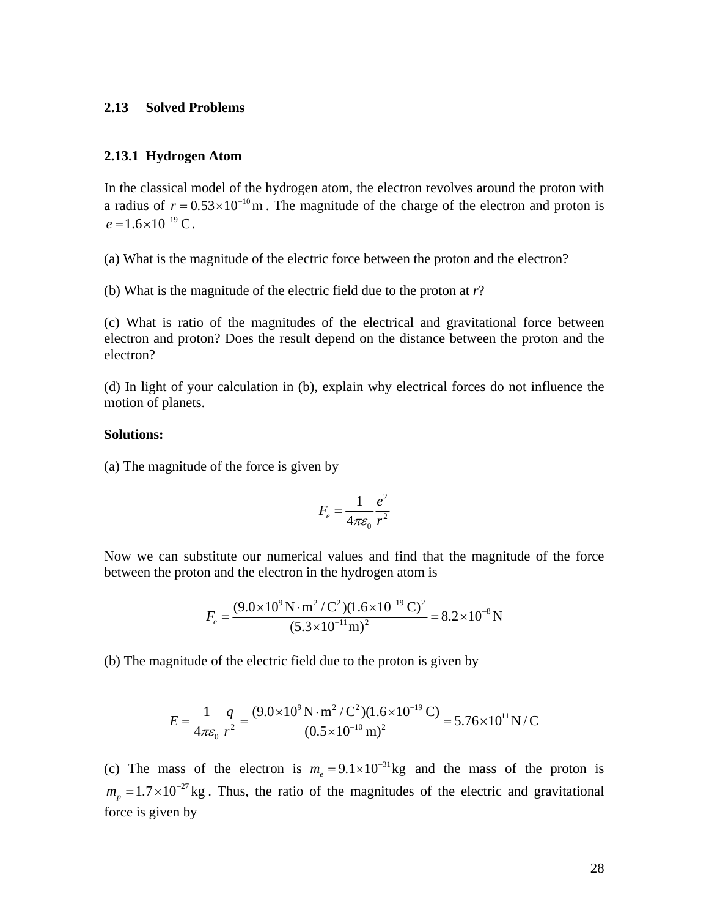## 2.13 Solved Problems

### 2.13.1 Hydrogen Atom

In the classical model of the hydrogen atom, the electron revolves around the proton with a radius of $r = 0.53 \times 10^{-10}\,\text{m}$. The magnitude of the charge of the electron and proton is $e = 1.6 \times 10^{-19}\,\text{C}$.

(a) What is the magnitude of the electric force between the proton and the electron?

(b) What is the magnitude of the electric field due to the proton at *r*?

(c) What is ratio of the magnitudes of the electrical and gravitational force between electron and proton? Does the result depend on the distance between the proton and the electron?

(d) In light of your calculation in (b), explain why electrical forces do not influence the motion of planets.

**Solutions:**

(a) The magnitude of the force is given by

$$F_e = \frac{1}{4\pi\varepsilon_0}\frac{e^2}{r^2}$$

Now we can substitute our numerical values and find that the magnitude of the force between the proton and the electron in the hydrogen atom is

$$F_e = \frac{(9.0 \times 10^9\,\text{N}\cdot\text{m}^2/\text{C}^2)(1.6 \times 10^{-19}\,\text{C})^2}{(5.3 \times 10^{-11}\,\text{m})^2} = 8.2 \times 10^{-8}\,\text{N}$$

(b) The magnitude of the electric field due to the proton is given by

$$E = \frac{1}{4\pi\varepsilon_0}\frac{q}{r^2} = \frac{(9.0 \times 10^9\,\text{N}\cdot\text{m}^2/\text{C}^2)(1.6 \times 10^{-19}\,\text{C})}{(0.5 \times 10^{-10}\,\text{m})^2} = 5.76 \times 10^{11}\,\text{N/C}$$

(c) The mass of the electron is $m_e = 9.1 \times 10^{-31}\,\text{kg}$ and the mass of the proton is $m_p = 1.7 \times 10^{-27}\,\text{kg}$. Thus, the ratio of the magnitudes of the electric and gravitational force is given by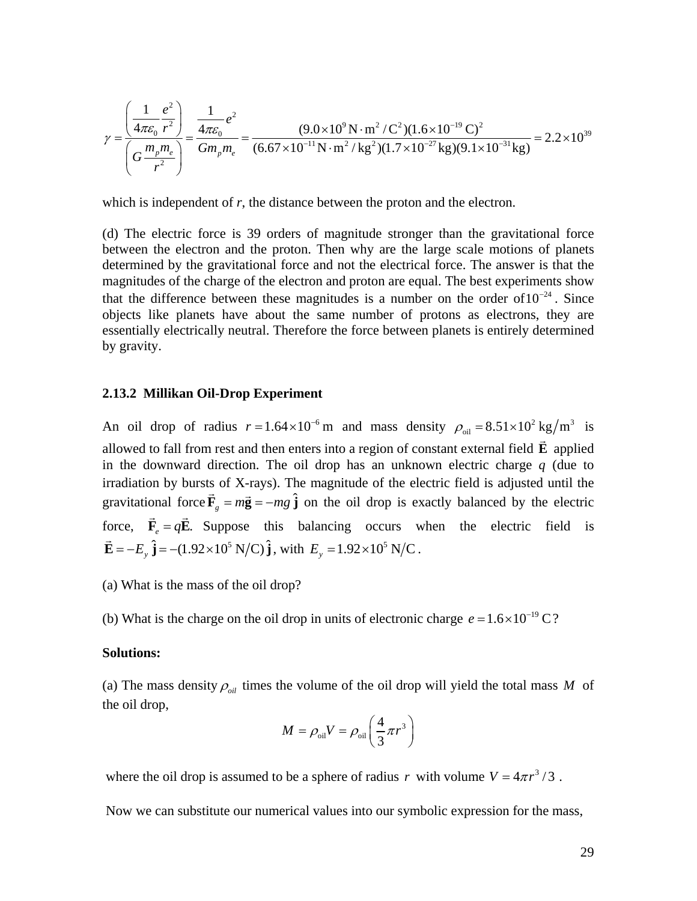$$\gamma = \frac{\left(\frac{1}{4\pi\varepsilon_0}\frac{e^2}{r^2}\right)}{\left(G\frac{m_p m_e}{r^2}\right)} = \frac{\frac{1}{4\pi\varepsilon_0}e^2}{G m_p m_e} = \frac{(9.0\times10^9\,\mathrm{N\cdot m^2/C^2})(1.6\times10^{-19}\,\mathrm{C})^2}{(6.67\times10^{-11}\,\mathrm{N\cdot m^2/kg^2})(1.7\times10^{-27}\,\mathrm{kg})(9.1\times10^{-31}\,\mathrm{kg})} = 2.2\times10^{39}$$

which is independent of *r*, the distance between the proton and the electron.

(d) The electric force is 39 orders of magnitude stronger than the gravitational force between the electron and the proton. Then why are the large scale motions of planets determined by the gravitational force and not the electrical force. The answer is that the magnitudes of the charge of the electron and proton are equal. The best experiments show that the difference between these magnitudes is a number on the order of $10^{-24}$. Since objects like planets have about the same number of protons as electrons, they are essentially electrically neutral. Therefore the force between planets is entirely determined by gravity.

### 2.13.2 Millikan Oil-Drop Experiment

An oil drop of radius $r = 1.64\times10^{-6}\,\mathrm{m}$ and mass density $\rho_{\mathrm{oil}} = 8.51\times10^2\,\mathrm{kg/m^3}$ is allowed to fall from rest and then enters into a region of constant external field $\vec{\mathbf{E}}$ applied in the downward direction. The oil drop has an unknown electric charge *q* (due to irradiation by bursts of X-rays). The magnitude of the electric field is adjusted until the gravitational force $\vec{\mathbf{F}}_g = m\vec{\mathbf{g}} = -mg\,\hat{\mathbf{j}}$ on the oil drop is exactly balanced by the electric force, $\vec{\mathbf{F}}_e = q\vec{\mathbf{E}}$. Suppose this balancing occurs when the electric field is $\vec{\mathbf{E}} = -E_y\,\hat{\mathbf{j}} = -(1.92\times10^5\,\mathrm{N/C})\,\hat{\mathbf{j}}$, with $E_y = 1.92\times10^5\,\mathrm{N/C}$.

(a) What is the mass of the oil drop?

(b) What is the charge on the oil drop in units of electronic charge $e = 1.6\times10^{-19}\,\mathrm{C}$?

**Solutions:**

(a) The mass density $\rho_{oil}$ times the volume of the oil drop will yield the total mass $M$ of the oil drop,

$$M = \rho_{\mathrm{oil}}V = \rho_{\mathrm{oil}}\left(\frac{4}{3}\pi r^3\right)$$

where the oil drop is assumed to be a sphere of radius $r$ with volume $V = 4\pi r^3/3$.

Now we can substitute our numerical values into our symbolic expression for the mass,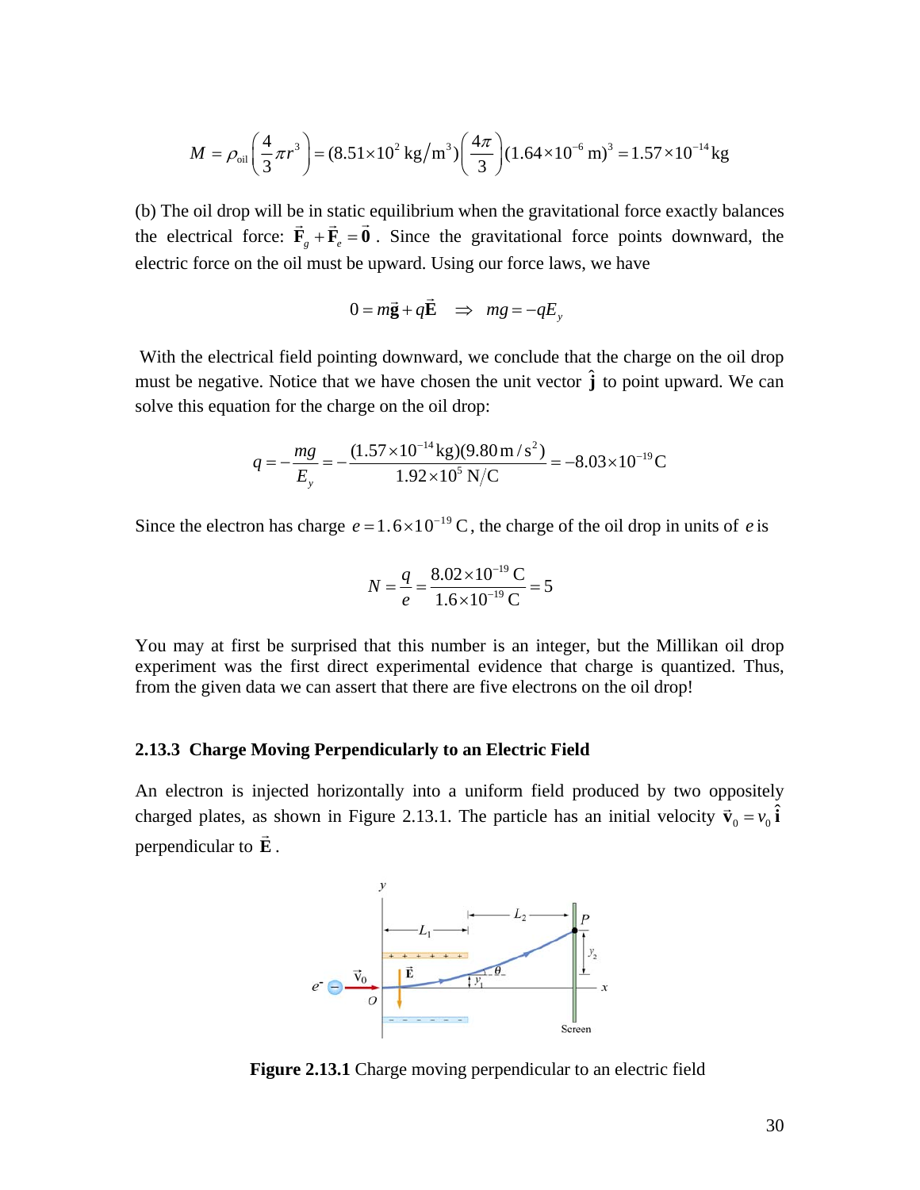$$M = \rho_{\text{oil}}\left(\frac{4}{3}\pi r^3\right) = (8.51\times10^2 \text{ kg/m}^3)\left(\frac{4\pi}{3}\right)(1.64\times10^{-6}\text{ m})^3 = 1.57\times10^{-14}\text{ kg}$$

(b) The oil drop will be in static equilibrium when the gravitational force exactly balances the electrical force: $\vec{\mathbf{F}}_g + \vec{\mathbf{F}}_e = \vec{\mathbf{0}}$. Since the gravitational force points downward, the electric force on the oil must be upward. Using our force laws, we have

$$0 = m\vec{\mathbf{g}} + q\vec{\mathbf{E}} \quad \Rightarrow \quad mg = -qE_y$$

With the electrical field pointing downward, we conclude that the charge on the oil drop must be negative. Notice that we have chosen the unit vector $\hat{\mathbf{j}}$ to point upward. We can solve this equation for the charge on the oil drop:

$$q = -\frac{mg}{E_y} = -\frac{(1.57\times10^{-14}\text{ kg})(9.80\text{ m/s}^2)}{1.92\times10^5\text{ N/C}} = -8.03\times10^{-19}\text{ C}$$

Since the electron has charge $e = 1.6\times10^{-19}\text{ C}$, the charge of the oil drop in units of $e$ is

$$N = \frac{q}{e} = \frac{8.02\times10^{-19}\text{ C}}{1.6\times10^{-19}\text{ C}} = 5$$

You may at first be surprised that this number is an integer, but the Millikan oil drop experiment was the first direct experimental evidence that charge is quantized. Thus, from the given data we can assert that there are five electrons on the oil drop!

### 2.13.3 Charge Moving Perpendicularly to an Electric Field

An electron is injected horizontally into a uniform field produced by two oppositely charged plates, as shown in Figure 2.13.1. The particle has an initial velocity $\vec{\mathbf{v}}_0 = v_0\,\hat{\mathbf{i}}$ perpendicular to $\vec{\mathbf{E}}$.

**Figure 2.13.1** Charge moving perpendicular to an electric field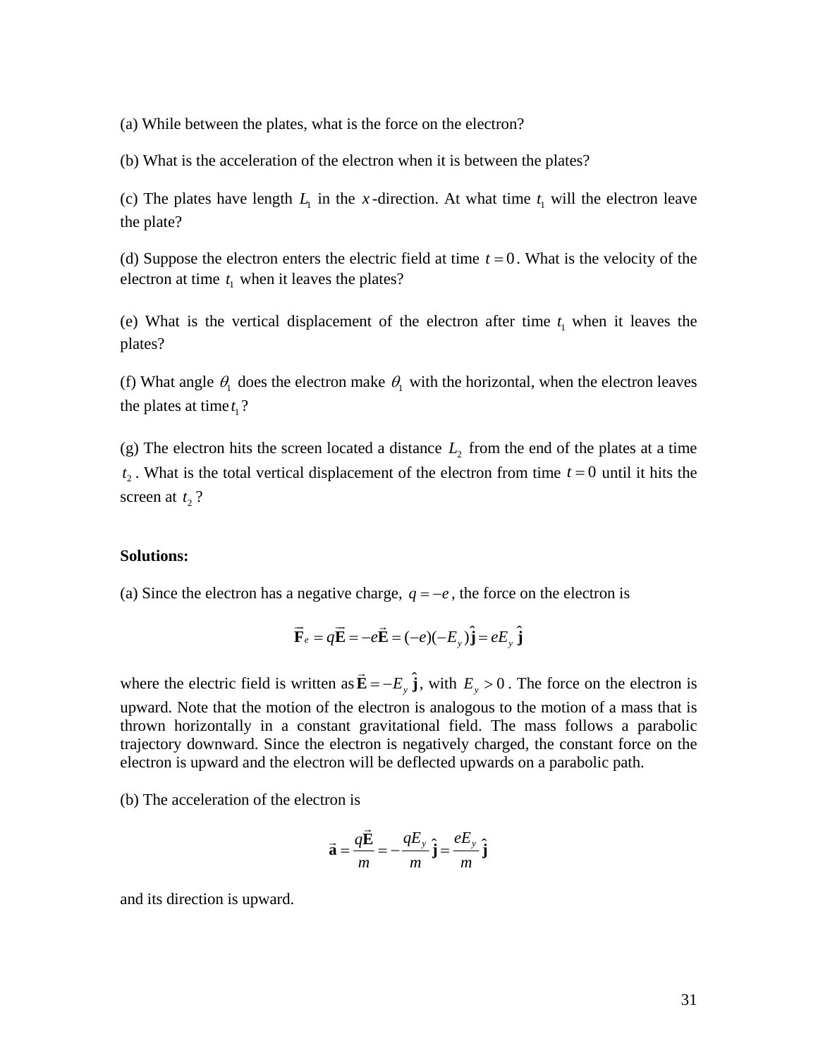(a) While between the plates, what is the force on the electron?

(b) What is the acceleration of the electron when it is between the plates?

(c) The plates have length $L_1$ in the $x$-direction. At what time $t_1$ will the electron leave the plate?

(d) Suppose the electron enters the electric field at time $t = 0$. What is the velocity of the electron at time $t_1$ when it leaves the plates?

(e) What is the vertical displacement of the electron after time $t_1$ when it leaves the plates?

(f) What angle $\theta_1$ does the electron make $\theta_1$ with the horizontal, when the electron leaves the plates at time $t_1$?

(g) The electron hits the screen located a distance $L_2$ from the end of the plates at a time $t_2$. What is the total vertical displacement of the electron from time $t = 0$ until it hits the screen at $t_2$?

**Solutions:**

(a) Since the electron has a negative charge, $q = -e$, the force on the electron is

$$\vec{\mathbf{F}}_e = q\vec{\mathbf{E}} = -e\vec{\mathbf{E}} = (-e)(-E_y)\hat{\mathbf{j}} = eE_y\,\hat{\mathbf{j}}$$

where the electric field is written as $\vec{\mathbf{E}} = -E_y\,\hat{\mathbf{j}}$, with $E_y > 0$. The force on the electron is upward. Note that the motion of the electron is analogous to the motion of a mass that is thrown horizontally in a constant gravitational field. The mass follows a parabolic trajectory downward. Since the electron is negatively charged, the constant force on the electron is upward and the electron will be deflected upwards on a parabolic path.

(b) The acceleration of the electron is

$$\vec{\mathbf{a}} = \frac{q\vec{\mathbf{E}}}{m} = -\frac{qE_y}{m}\hat{\mathbf{j}} = \frac{eE_y}{m}\hat{\mathbf{j}}$$

and its direction is upward.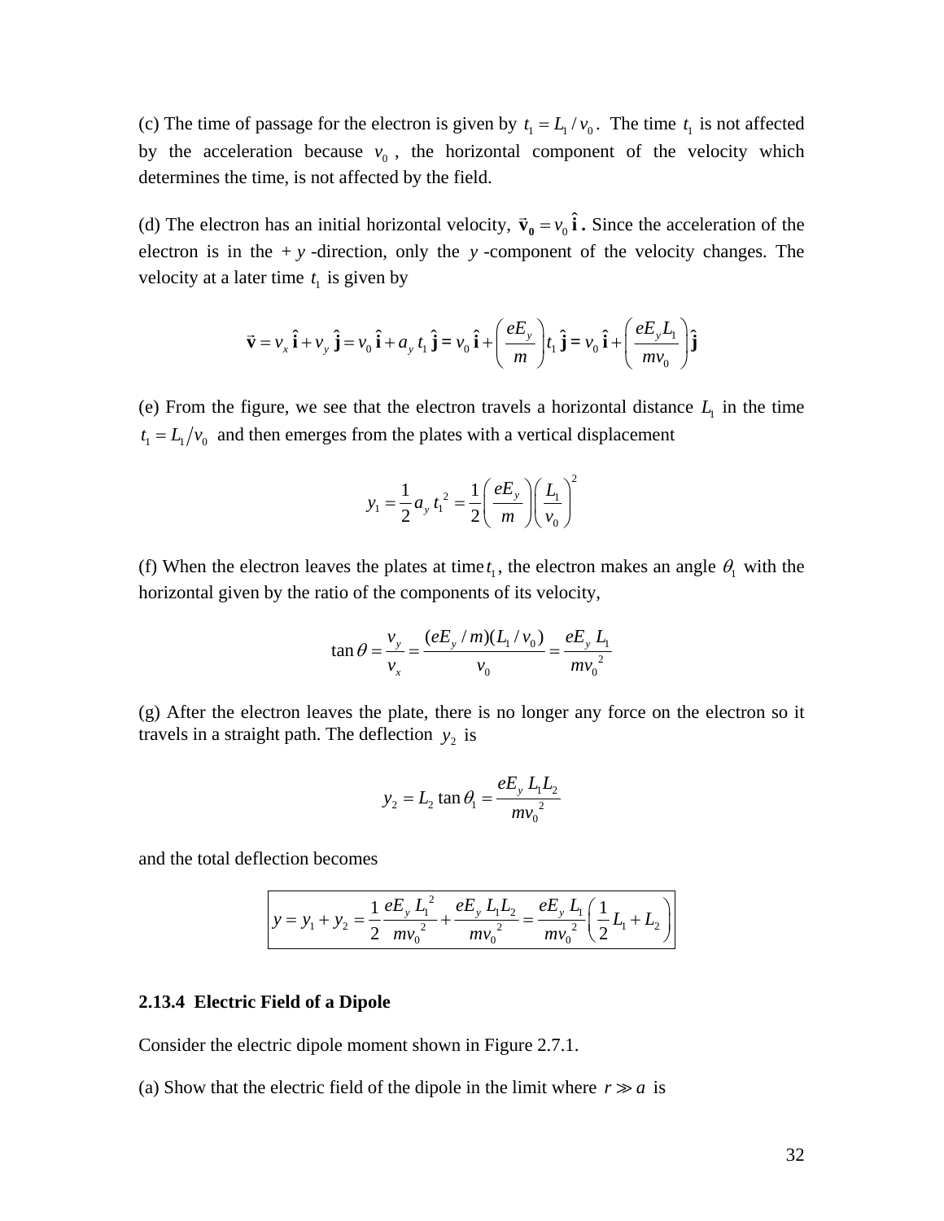(c) The time of passage for the electron is given by $t_1 = L_1 / v_0$. The time $t_1$ is not affected by the acceleration because $v_0$, the horizontal component of the velocity which determines the time, is not affected by the field.

(d) The electron has an initial horizontal velocity, $\vec{\mathbf{v}}_0 = v_0\,\hat{\mathbf{i}}$. Since the acceleration of the electron is in the $+y$-direction, only the $y$-component of the velocity changes. The velocity at a later time $t_1$ is given by

$$\vec{\mathbf{v}} = v_x\,\hat{\mathbf{i}} + v_y\,\hat{\mathbf{j}} = v_0\,\hat{\mathbf{i}} + a_y\,t_1\,\hat{\mathbf{j}} = v_0\,\hat{\mathbf{i}} + \left(\frac{eE_y}{m}\right)t_1\,\hat{\mathbf{j}} = v_0\,\hat{\mathbf{i}} + \left(\frac{eE_y L_1}{mv_0}\right)\hat{\mathbf{j}}$$

(e) From the figure, we see that the electron travels a horizontal distance $L_1$ in the time $t_1 = L_1 / v_0$ and then emerges from the plates with a vertical displacement

$$y_1 = \frac{1}{2}a_y\,t_1^{\,2} = \frac{1}{2}\left(\frac{eE_y}{m}\right)\left(\frac{L_1}{v_0}\right)^2$$

(f) When the electron leaves the plates at time $t_1$, the electron makes an angle $\theta_1$ with the horizontal given by the ratio of the components of its velocity,

$$\tan\theta = \frac{v_y}{v_x} = \frac{(eE_y / m)(L_1 / v_0)}{v_0} = \frac{eE_y\,L_1}{mv_0^{\,2}}$$

(g) After the electron leaves the plate, there is no longer any force on the electron so it travels in a straight path. The deflection $y_2$ is

$$y_2 = L_2\tan\theta_1 = \frac{eE_y\,L_1L_2}{mv_0^{\,2}}$$

and the total deflection becomes

$$\boxed{y = y_1 + y_2 = \frac{1}{2}\frac{eE_y\,L_1^{\,2}}{mv_0^{\,2}} + \frac{eE_y\,L_1L_2}{mv_0^{\,2}} = \frac{eE_y\,L_1}{mv_0^{\,2}}\left(\frac{1}{2}L_1 + L_2\right)}$$

### 2.13.4 Electric Field of a Dipole

Consider the electric dipole moment shown in Figure 2.7.1.

(a) Show that the electric field of the dipole in the limit where $r \gg a$ is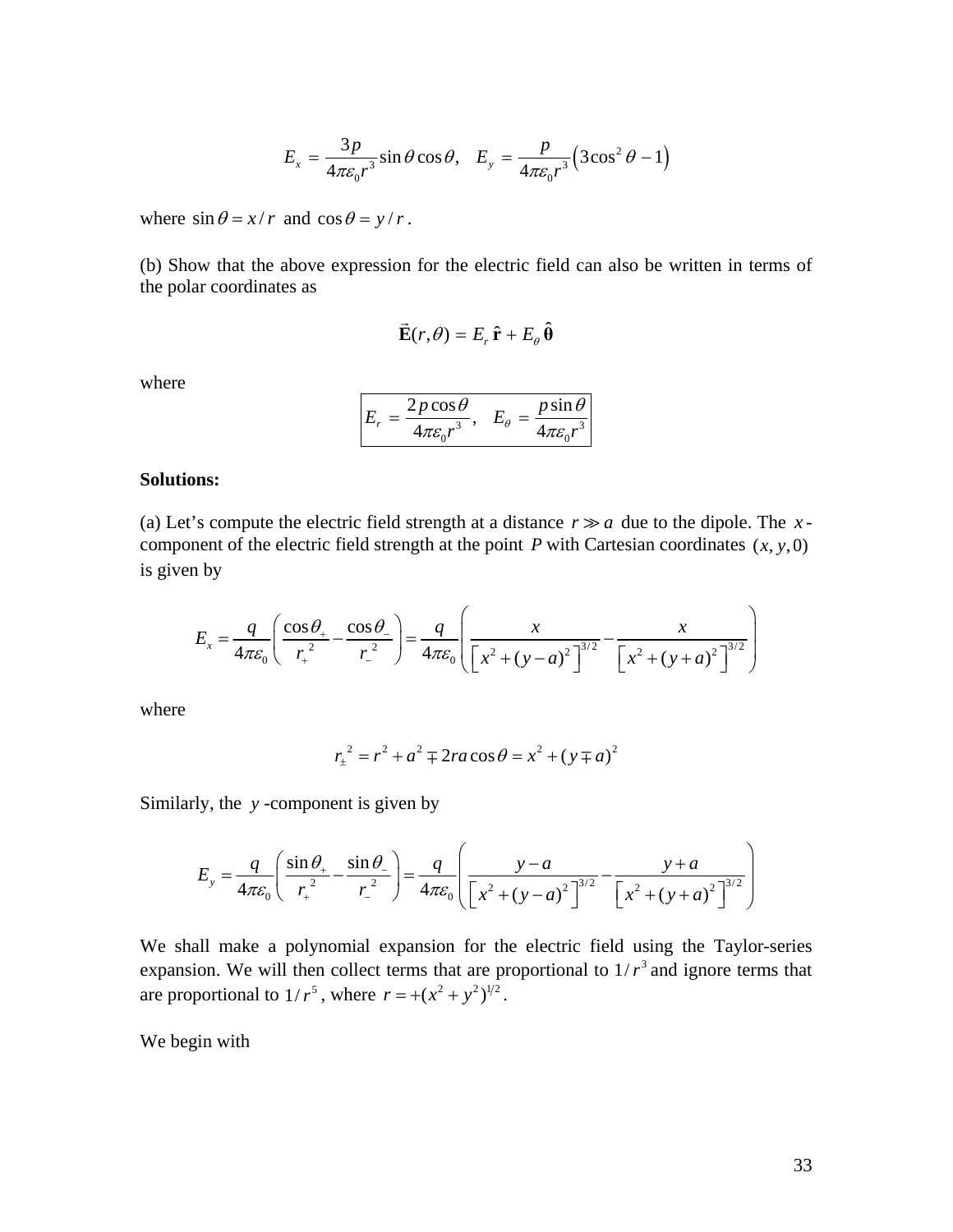$$E_x = \frac{3p}{4\pi\varepsilon_0 r^3}\sin\theta\cos\theta, \quad E_y = \frac{p}{4\pi\varepsilon_0 r^3}\left(3\cos^2\theta - 1\right)$$

where $\sin\theta = x/r$ and $\cos\theta = y/r$.

(b) Show that the above expression for the electric field can also be written in terms of the polar coordinates as

$$\vec{\mathbf{E}}(r,\theta) = E_r\,\hat{\mathbf{r}} + E_\theta\,\hat{\boldsymbol{\theta}}$$

where

$$\boxed{E_r = \frac{2p\cos\theta}{4\pi\varepsilon_0 r^3}, \quad E_\theta = \frac{p\sin\theta}{4\pi\varepsilon_0 r^3}}$$

**Solutions:**

(a) Let's compute the electric field strength at a distance $r \gg a$ due to the dipole. The $x$-component of the electric field strength at the point $P$ with Cartesian coordinates $(x, y, 0)$ is given by

$$E_x = \frac{q}{4\pi\varepsilon_0}\left(\frac{\cos\theta_+}{r_+^{\,2}} - \frac{\cos\theta_-}{r_-^{\,2}}\right) = \frac{q}{4\pi\varepsilon_0}\left(\frac{x}{\left[x^2+(y-a)^2\right]^{3/2}} - \frac{x}{\left[x^2+(y+a)^2\right]^{3/2}}\right)$$

where

$$r_\pm^{\,2} = r^2 + a^2 \mp 2ra\cos\theta = x^2 + (y \mp a)^2$$

Similarly, the $y$-component is given by

$$E_y = \frac{q}{4\pi\varepsilon_0}\left(\frac{\sin\theta_+}{r_+^{\,2}} - \frac{\sin\theta_-}{r_-^{\,2}}\right) = \frac{q}{4\pi\varepsilon_0}\left(\frac{y-a}{\left[x^2+(y-a)^2\right]^{3/2}} - \frac{y+a}{\left[x^2+(y+a)^2\right]^{3/2}}\right)$$

We shall make a polynomial expansion for the electric field using the Taylor-series expansion. We will then collect terms that are proportional to $1/r^3$ and ignore terms that are proportional to $1/r^5$, where $r = +(x^2 + y^2)^{1/2}$.

We begin with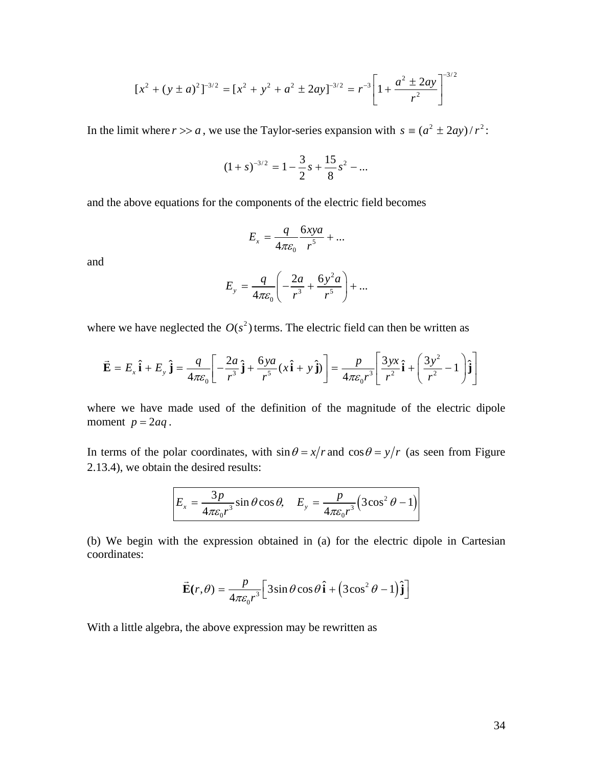$$[x^2 + (y \pm a)^2]^{-3/2} = [x^2 + y^2 + a^2 \pm 2ay]^{-3/2} = r^{-3}\left[1 + \frac{a^2 \pm 2ay}{r^2}\right]^{-3/2}$$

In the limit where $r >> a$, we use the Taylor-series expansion with $s \equiv (a^2 \pm 2ay)/r^2$:

$$(1+s)^{-3/2} = 1 - \frac{3}{2}s + \frac{15}{8}s^2 - \ldots$$

and the above equations for the components of the electric field becomes

$$E_x = \frac{q}{4\pi\varepsilon_0}\frac{6xya}{r^5} + \ldots$$

and

$$E_y = \frac{q}{4\pi\varepsilon_0}\left(-\frac{2a}{r^3} + \frac{6y^2a}{r^5}\right) + \ldots$$

where we have neglected the $O(s^2)$ terms. The electric field can then be written as

$$\vec{\mathbf{E}} = E_x\,\hat{\mathbf{i}} + E_y\,\hat{\mathbf{j}} = \frac{q}{4\pi\varepsilon_0}\left[-\frac{2a}{r^3}\hat{\mathbf{j}} + \frac{6ya}{r^5}(x\,\hat{\mathbf{i}} + y\,\hat{\mathbf{j}})\right] = \frac{p}{4\pi\varepsilon_0 r^3}\left[\frac{3yx}{r^2}\hat{\mathbf{i}} + \left(\frac{3y^2}{r^2} - 1\right)\hat{\mathbf{j}}\right]$$

where we have made used of the definition of the magnitude of the electric dipole moment $p = 2aq$.

In terms of the polar coordinates, with $\sin\theta = x/r$ and $\cos\theta = y/r$ (as seen from Figure 2.13.4), we obtain the desired results:

$$\boxed{E_x = \frac{3p}{4\pi\varepsilon_0 r^3}\sin\theta\cos\theta, \quad E_y = \frac{p}{4\pi\varepsilon_0 r^3}\left(3\cos^2\theta - 1\right)}$$

(b) We begin with the expression obtained in (a) for the electric dipole in Cartesian coordinates:

$$\vec{\mathbf{E}}(r,\theta) = \frac{p}{4\pi\varepsilon_0 r^3}\left[3\sin\theta\cos\theta\,\hat{\mathbf{i}} + \left(3\cos^2\theta - 1\right)\hat{\mathbf{j}}\right]$$

With a little algebra, the above expression may be rewritten as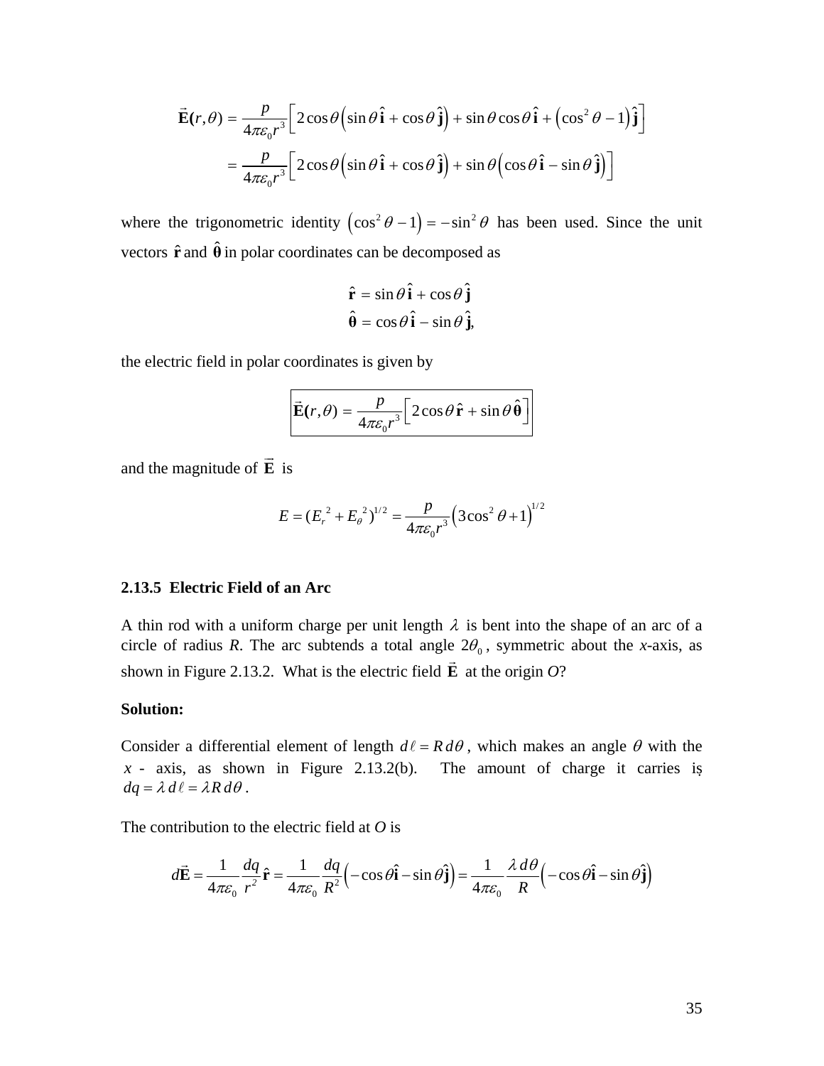$$\vec{\mathbf{E}}(r,\theta) = \frac{p}{4\pi\varepsilon_0 r^3}\Big[2\cos\theta\Big(\sin\theta\,\hat{\mathbf{i}} + \cos\theta\,\hat{\mathbf{j}}\Big) + \sin\theta\cos\theta\,\hat{\mathbf{i}} + \Big(\cos^2\theta - 1\Big)\hat{\mathbf{j}}\Big]$$

$$= \frac{p}{4\pi\varepsilon_0 r^3}\Big[2\cos\theta\Big(\sin\theta\,\hat{\mathbf{i}} + \cos\theta\,\hat{\mathbf{j}}\Big) + \sin\theta\Big(\cos\theta\,\hat{\mathbf{i}} - \sin\theta\,\hat{\mathbf{j}}\Big)\Big]$$

where the trigonometric identity $\left(\cos^2\theta - 1\right) = -\sin^2\theta$ has been used. Since the unit vectors $\hat{\mathbf{r}}$ and $\hat{\boldsymbol{\theta}}$ in polar coordinates can be decomposed as

$$\hat{\mathbf{r}} = \sin\theta\,\hat{\mathbf{i}} + \cos\theta\,\hat{\mathbf{j}}$$
$$\hat{\boldsymbol{\theta}} = \cos\theta\,\hat{\mathbf{i}} - \sin\theta\,\hat{\mathbf{j}},$$

the electric field in polar coordinates is given by

$$\boxed{\vec{\mathbf{E}}(r,\theta) = \frac{p}{4\pi\varepsilon_0 r^3}\Big[2\cos\theta\,\hat{\mathbf{r}} + \sin\theta\,\hat{\boldsymbol{\theta}}\Big]}$$

and the magnitude of $\vec{\mathbf{E}}$ is

$$E = (E_r{}^2 + E_\theta{}^2)^{1/2} = \frac{p}{4\pi\varepsilon_0 r^3}\left(3\cos^2\theta + 1\right)^{1/2}$$

### 2.13.5 Electric Field of an Arc

A thin rod with a uniform charge per unit length $\lambda$ is bent into the shape of an arc of a circle of radius *R*. The arc subtends a total angle $2\theta_0$, symmetric about the *x*-axis, as shown in Figure 2.13.2. What is the electric field $\vec{\mathbf{E}}$ at the origin *O*?

**Solution:**

Consider a differential element of length $d\ell = R\,d\theta$, which makes an angle $\theta$ with the $x$ - axis, as shown in Figure 2.13.2(b). The amount of charge it carries is $dq = \lambda\,d\ell = \lambda R\,d\theta$.

The contribution to the electric field at *O* is

$$d\vec{\mathbf{E}} = \frac{1}{4\pi\varepsilon_0}\frac{dq}{r^2}\hat{\mathbf{r}} = \frac{1}{4\pi\varepsilon_0}\frac{dq}{R^2}\left(-\cos\theta\hat{\mathbf{i}} - \sin\theta\hat{\mathbf{j}}\right) = \frac{1}{4\pi\varepsilon_0}\frac{\lambda\,d\theta}{R}\left(-\cos\theta\hat{\mathbf{i}} - \sin\theta\hat{\mathbf{j}}\right)$$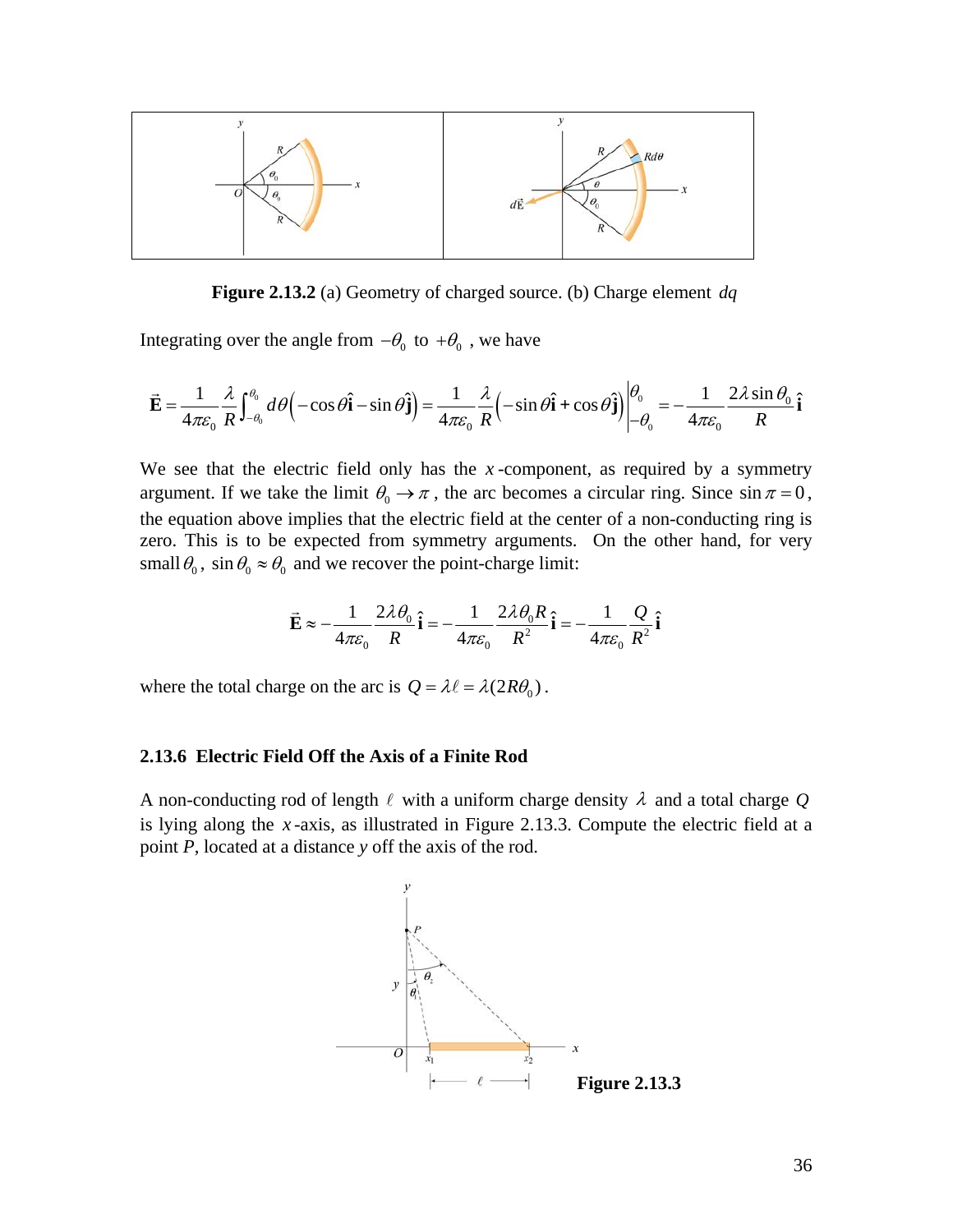**Figure 2.13.2** (a) Geometry of charged source. (b) Charge element $dq$

Integrating over the angle from $-\theta_0$ to $+\theta_0$ , we have

$$\vec{\mathbf{E}} = \frac{1}{4\pi\varepsilon_0}\frac{\lambda}{R}\int_{-\theta_0}^{\theta_0} d\theta\left(-\cos\theta\hat{\mathbf{i}} - \sin\theta\hat{\mathbf{j}}\right) = \frac{1}{4\pi\varepsilon_0}\frac{\lambda}{R}\left(-\sin\theta\hat{\mathbf{i}} + \cos\theta\hat{\mathbf{j}}\right)\Bigg|_{-\theta_0}^{\theta_0} = -\frac{1}{4\pi\varepsilon_0}\frac{2\lambda\sin\theta_0}{R}\hat{\mathbf{i}}$$

We see that the electric field only has the $x$-component, as required by a symmetry argument. If we take the limit $\theta_0 \to \pi$ , the arc becomes a circular ring. Since $\sin\pi = 0$, the equation above implies that the electric field at the center of a non-conducting ring is zero. This is to be expected from symmetry arguments. On the other hand, for very small $\theta_0$, $\sin\theta_0 \approx \theta_0$ and we recover the point-charge limit:

$$\vec{\mathbf{E}} \approx -\frac{1}{4\pi\varepsilon_0}\frac{2\lambda\theta_0}{R}\hat{\mathbf{i}} = -\frac{1}{4\pi\varepsilon_0}\frac{2\lambda\theta_0 R}{R^2}\hat{\mathbf{i}} = -\frac{1}{4\pi\varepsilon_0}\frac{Q}{R^2}\hat{\mathbf{i}}$$

where the total charge on the arc is $Q = \lambda\ell = \lambda(2R\theta_0)$.

### 2.13.6 Electric Field Off the Axis of a Finite Rod

A non-conducting rod of length $\ell$ with a uniform charge density $\lambda$ and a total charge $Q$ is lying along the $x$-axis, as illustrated in Figure 2.13.3. Compute the electric field at a point *P*, located at a distance *y* off the axis of the rod.

**Figure 2.13.3**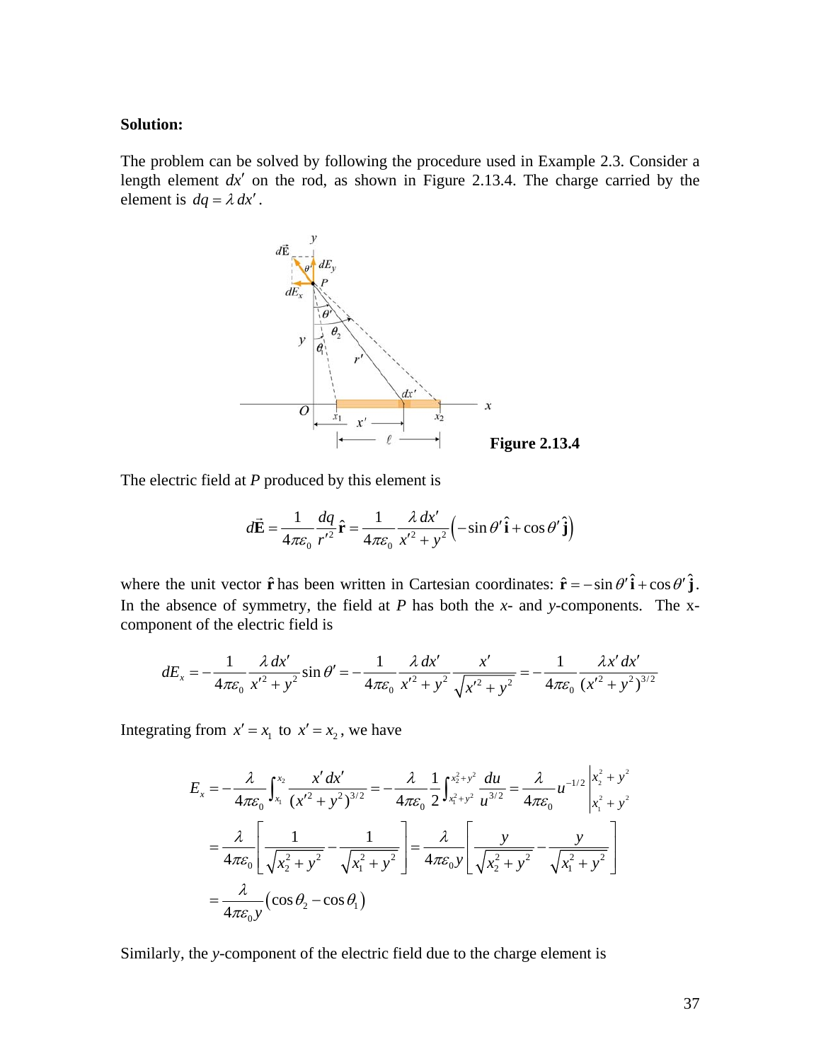**Solution:**

The problem can be solved by following the procedure used in Example 2.3. Consider a length element $dx'$ on the rod, as shown in Figure 2.13.4. The charge carried by the element is $dq = \lambda\, dx'$.

**Figure 2.13.4**

The electric field at $P$ produced by this element is

$$d\vec{\mathbf{E}} = \frac{1}{4\pi\varepsilon_0}\frac{dq}{r'^2}\hat{\mathbf{r}} = \frac{1}{4\pi\varepsilon_0}\frac{\lambda\, dx'}{x'^2 + y^2}\left(-\sin\theta'\,\hat{\mathbf{i}} + \cos\theta'\,\hat{\mathbf{j}}\right)$$

where the unit vector $\hat{\mathbf{r}}$ has been written in Cartesian coordinates: $\hat{\mathbf{r}} = -\sin\theta'\,\hat{\mathbf{i}} + \cos\theta'\,\hat{\mathbf{j}}$. In the absence of symmetry, the field at $P$ has both the $x$- and $y$-components. The x-component of the electric field is

$$dE_x = -\frac{1}{4\pi\varepsilon_0}\frac{\lambda\, dx'}{x'^2 + y^2}\sin\theta' = -\frac{1}{4\pi\varepsilon_0}\frac{\lambda\, dx'}{x'^2 + y^2}\frac{x'}{\sqrt{x'^2 + y^2}} = -\frac{1}{4\pi\varepsilon_0}\frac{\lambda x'\, dx'}{(x'^2 + y^2)^{3/2}}$$

Integrating from $x' = x_1$ to $x' = x_2$, we have

$$\begin{aligned}
E_x &= -\frac{\lambda}{4\pi\varepsilon_0}\int_{x_1}^{x_2}\frac{x'\, dx'}{(x'^2 + y^2)^{3/2}} = -\frac{\lambda}{4\pi\varepsilon_0}\frac{1}{2}\int_{x_1^2+y^2}^{x_2^2+y^2}\frac{du}{u^{3/2}} = \frac{\lambda}{4\pi\varepsilon_0}u^{-1/2}\Bigg|_{x_1^2+y^2}^{x_2^2+y^2} \\
&= \frac{\lambda}{4\pi\varepsilon_0}\left[\frac{1}{\sqrt{x_2^2 + y^2}} - \frac{1}{\sqrt{x_1^2 + y^2}}\right] = \frac{\lambda}{4\pi\varepsilon_0 y}\left[\frac{y}{\sqrt{x_2^2 + y^2}} - \frac{y}{\sqrt{x_1^2 + y^2}}\right] \\
&= \frac{\lambda}{4\pi\varepsilon_0 y}\left(\cos\theta_2 - \cos\theta_1\right)
\end{aligned}$$

Similarly, the $y$-component of the electric field due to the charge element is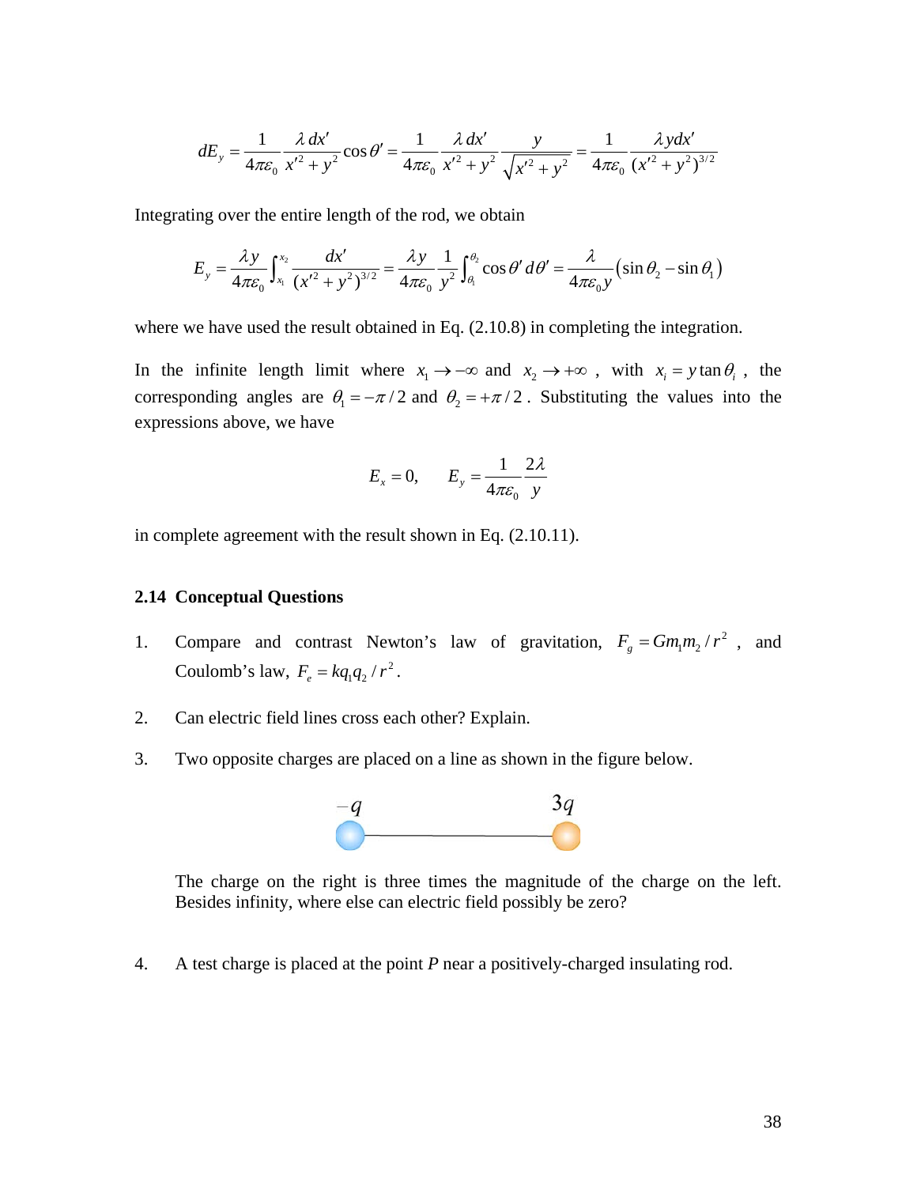$$dE_y = \frac{1}{4\pi\varepsilon_0}\frac{\lambda\, dx'}{x'^2+y^2}\cos\theta' = \frac{1}{4\pi\varepsilon_0}\frac{\lambda\, dx'}{x'^2+y^2}\frac{y}{\sqrt{x'^2+y^2}} = \frac{1}{4\pi\varepsilon_0}\frac{\lambda y dx'}{(x'^2+y^2)^{3/2}}$$

Integrating over the entire length of the rod, we obtain

$$E_y = \frac{\lambda y}{4\pi\varepsilon_0}\int_{x_1}^{x_2}\frac{dx'}{(x'^2+y^2)^{3/2}} = \frac{\lambda y}{4\pi\varepsilon_0}\frac{1}{y^2}\int_{\theta_1}^{\theta_2}\cos\theta'\, d\theta' = \frac{\lambda}{4\pi\varepsilon_0 y}\left(\sin\theta_2 - \sin\theta_1\right)$$

where we have used the result obtained in Eq. (2.10.8) in completing the integration.

In the infinite length limit where $x_1 \to -\infty$ and $x_2 \to +\infty$, with $x_i = y\tan\theta_i$, the corresponding angles are $\theta_1 = -\pi/2$ and $\theta_2 = +\pi/2$. Substituting the values into the expressions above, we have

$$E_x = 0, \qquad E_y = \frac{1}{4\pi\varepsilon_0}\frac{2\lambda}{y}$$

in complete agreement with the result shown in Eq. (2.10.11).

### 2.14 Conceptual Questions

1. Compare and contrast Newton's law of gravitation, $F_g = Gm_1m_2/r^2$, and Coulomb's law, $F_e = kq_1q_2/r^2$.

2. Can electric field lines cross each other? Explain.

3. Two opposite charges are placed on a line as shown in the figure below.

   $-q$ —————————— $3q$

   The charge on the right is three times the magnitude of the charge on the left. Besides infinity, where else can electric field possibly be zero?

4. A test charge is placed at the point *P* near a positively-charged insulating rod.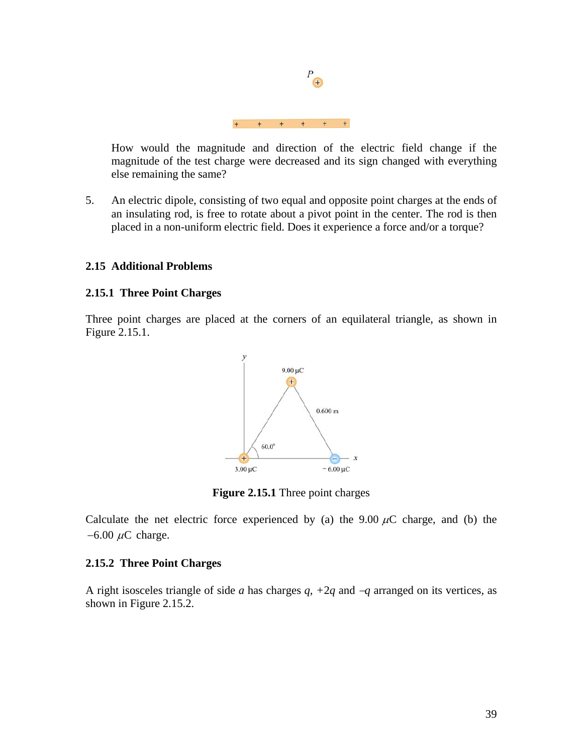How would the magnitude and direction of the electric field change if the magnitude of the test charge were decreased and its sign changed with everything else remaining the same?

5. An electric dipole, consisting of two equal and opposite point charges at the ends of an insulating rod, is free to rotate about a pivot point in the center. The rod is then placed in a non-uniform electric field. Does it experience a force and/or a torque?

## 2.15 Additional Problems

### 2.15.1 Three Point Charges

Three point charges are placed at the corners of an equilateral triangle, as shown in Figure 2.15.1.

**Figure 2.15.1** Three point charges

Calculate the net electric force experienced by (a) the 9.00 $\mu$C charge, and (b) the $-6.00$ $\mu$C charge.

### 2.15.2 Three Point Charges

A right isosceles triangle of side $a$ has charges $q$, $+2q$ and $-q$ arranged on its vertices, as shown in Figure 2.15.2.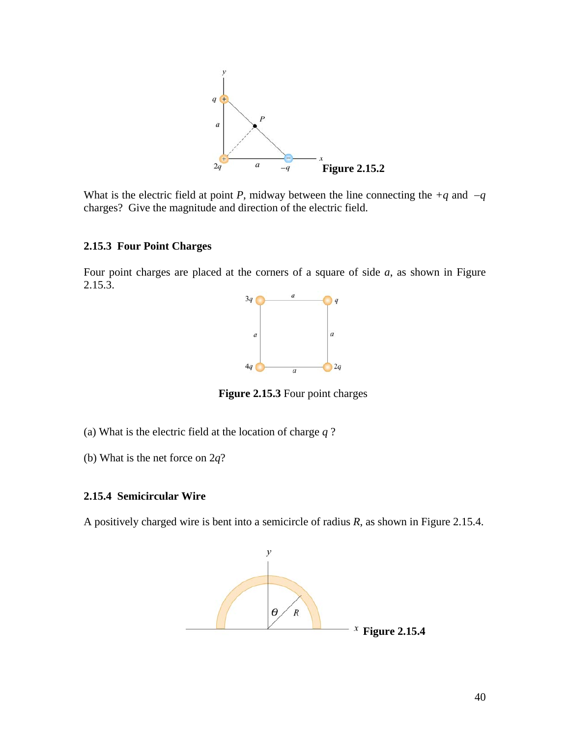**Figure 2.15.2**

What is the electric field at point $P$, midway between the line connecting the $+q$ and $-q$ charges? Give the magnitude and direction of the electric field.

### 2.15.3 Four Point Charges

Four point charges are placed at the corners of a square of side $a$, as shown in Figure 2.15.3.

**Figure 2.15.3** Four point charges

(a) What is the electric field at the location of charge $q$ ?

(b) What is the net force on $2q$?

### 2.15.4 Semicircular Wire

A positively charged wire is bent into a semicircle of radius $R$, as shown in Figure 2.15.4.

**Figure 2.15.4**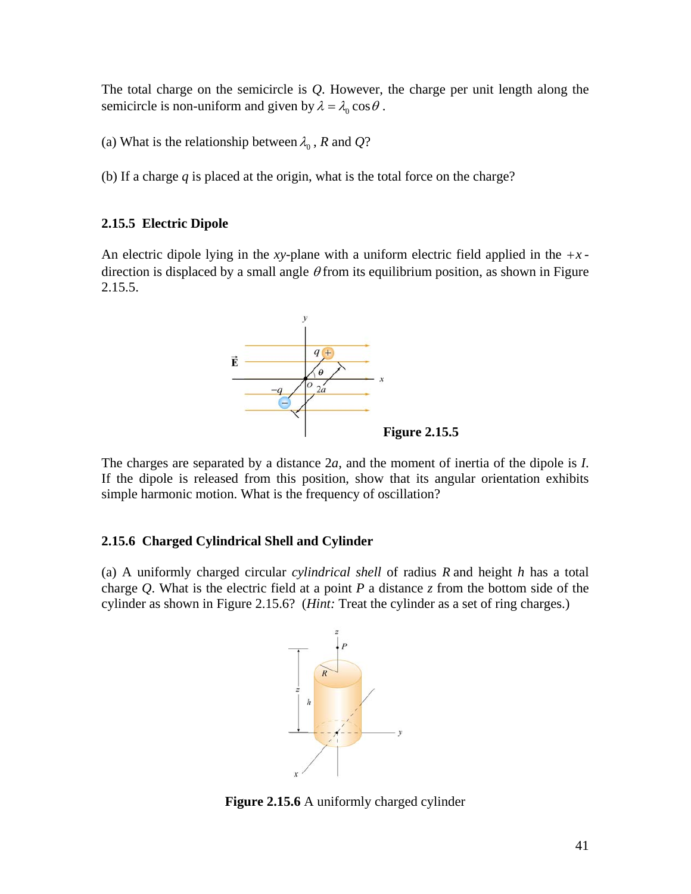The total charge on the semicircle is $Q$. However, the charge per unit length along the semicircle is non-uniform and given by $\lambda = \lambda_0 \cos\theta$.

(a) What is the relationship between $\lambda_0$, $R$ and $Q$?

(b) If a charge $q$ is placed at the origin, what is the total force on the charge?

### 2.15.5 Electric Dipole

An electric dipole lying in the *xy*-plane with a uniform electric field applied in the $+x$-direction is displaced by a small angle $\theta$ from its equilibrium position, as shown in Figure 2.15.5.

**Figure 2.15.5**

The charges are separated by a distance $2a$, and the moment of inertia of the dipole is $I$. If the dipole is released from this position, show that its angular orientation exhibits simple harmonic motion. What is the frequency of oscillation?

### 2.15.6 Charged Cylindrical Shell and Cylinder

(a) A uniformly charged circular *cylindrical shell* of radius $R$ and height $h$ has a total charge $Q$. What is the electric field at a point $P$ a distance $z$ from the bottom side of the cylinder as shown in Figure 2.15.6? (*Hint:* Treat the cylinder as a set of ring charges.)

**Figure 2.15.6** A uniformly charged cylinder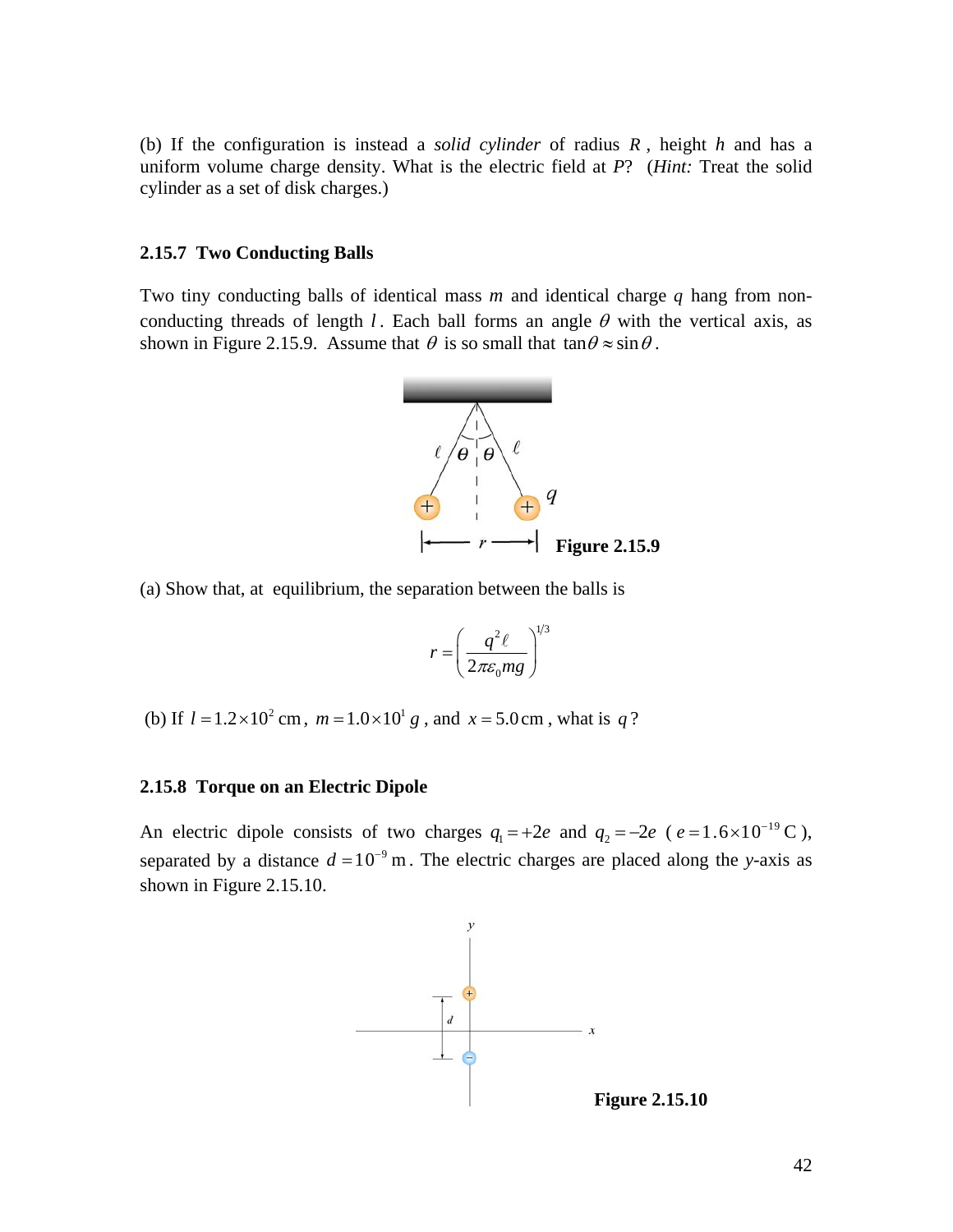(b) If the configuration is instead a *solid cylinder* of radius $R$, height $h$ and has a uniform volume charge density. What is the electric field at *P*? (*Hint:* Treat the solid cylinder as a set of disk charges.)

### 2.15.7 Two Conducting Balls

Two tiny conducting balls of identical mass $m$ and identical charge $q$ hang from non-conducting threads of length $l$. Each ball forms an angle $\theta$ with the vertical axis, as shown in Figure 2.15.9. Assume that $\theta$ is so small that $\tan\theta \approx \sin\theta$.

**Figure 2.15.9**

(a) Show that, at equilibrium, the separation between the balls is

$$r = \left( \frac{q^2 \ell}{2\pi\varepsilon_0 mg} \right)^{1/3}$$

(b) If $l = 1.2\times10^2\ \text{cm}$, $m = 1.0\times10^1\ g$, and $x = 5.0\,\text{cm}$, what is $q$?

### 2.15.8 Torque on an Electric Dipole

An electric dipole consists of two charges $q_1 = +2e$ and $q_2 = -2e$ ($e = 1.6\times10^{-19}\ \text{C}$), separated by a distance $d = 10^{-9}\ \text{m}$. The electric charges are placed along the *y*-axis as shown in Figure 2.15.10.

**Figure 2.15.10**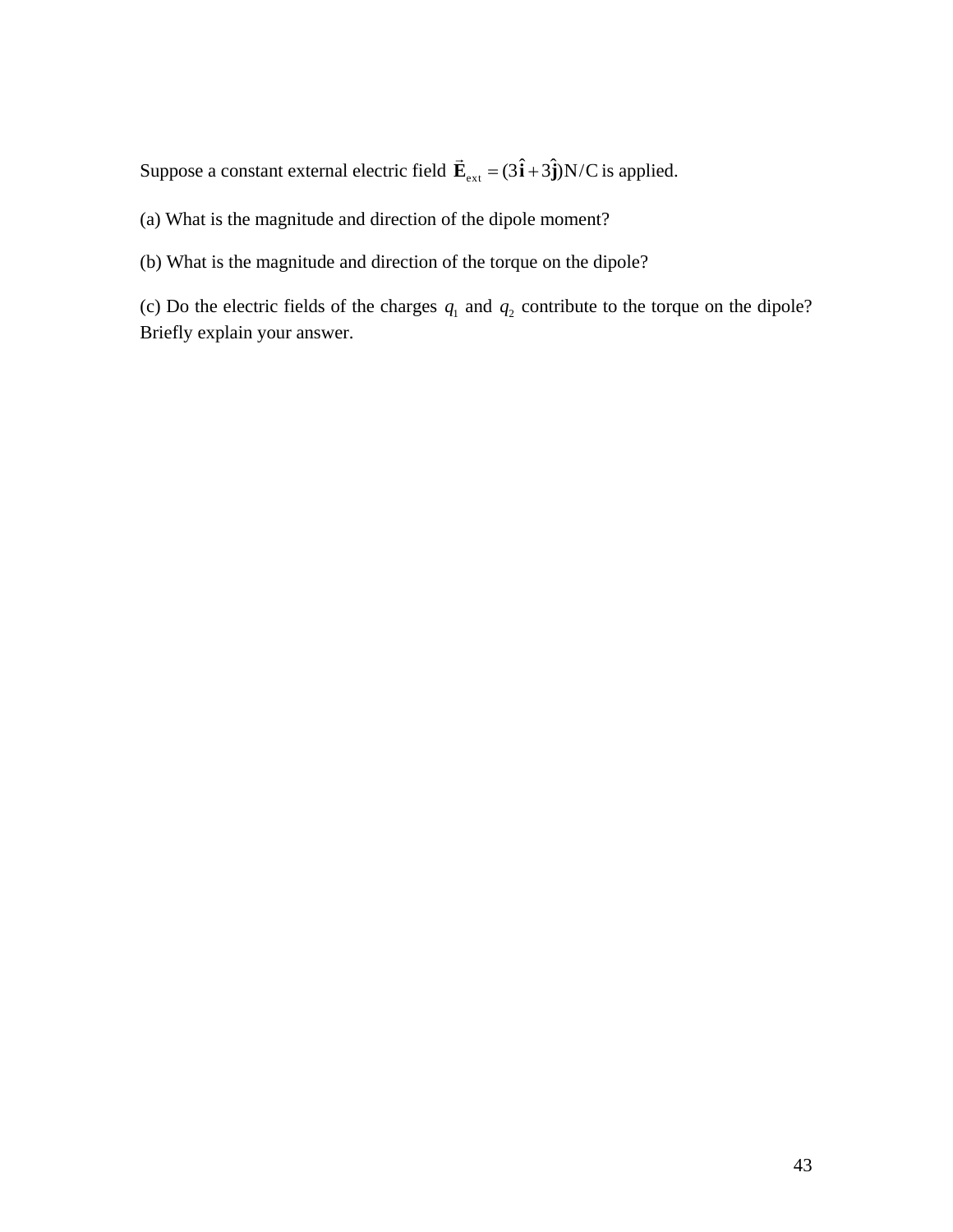Suppose a constant external electric field $\vec{\mathbf{E}}_{\text{ext}} = (3\hat{\mathbf{i}} + 3\hat{\mathbf{j}})\text{N/C}$ is applied.

(a) What is the magnitude and direction of the dipole moment?

(b) What is the magnitude and direction of the torque on the dipole?

(c) Do the electric fields of the charges $q_1$ and $q_2$ contribute to the torque on the dipole? Briefly explain your answer.